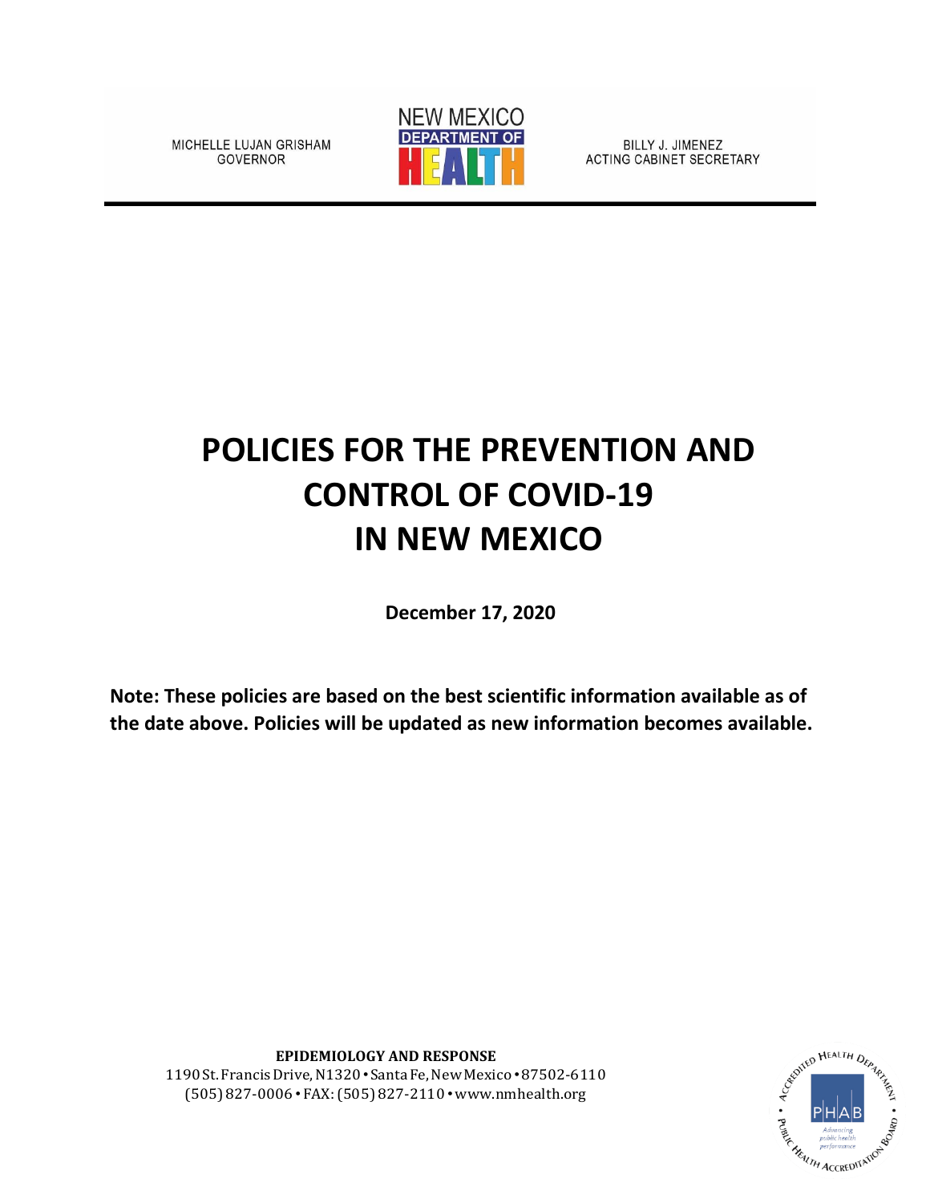MICHELLE LUJAN GRISHAM
GOVERNOR

NEW MEXICO
DEPARTMENT OF
HEALTH

BILLY J. JIMENEZ
ACTING CABINET SECRETARY

# POLICIES FOR THE PREVENTION AND CONTROL OF COVID-19 IN NEW MEXICO

**December 17, 2020**

**Note: These policies are based on the best scientific information available as of the date above. Policies will be updated as new information becomes available.**

**EPIDEMIOLOGY AND RESPONSE**
1190 St. Francis Drive, N1320 • Santa Fe, New Mexico • 87502-6110
(505) 827-0006 • FAX: (505) 827-2110 • www.nmhealth.org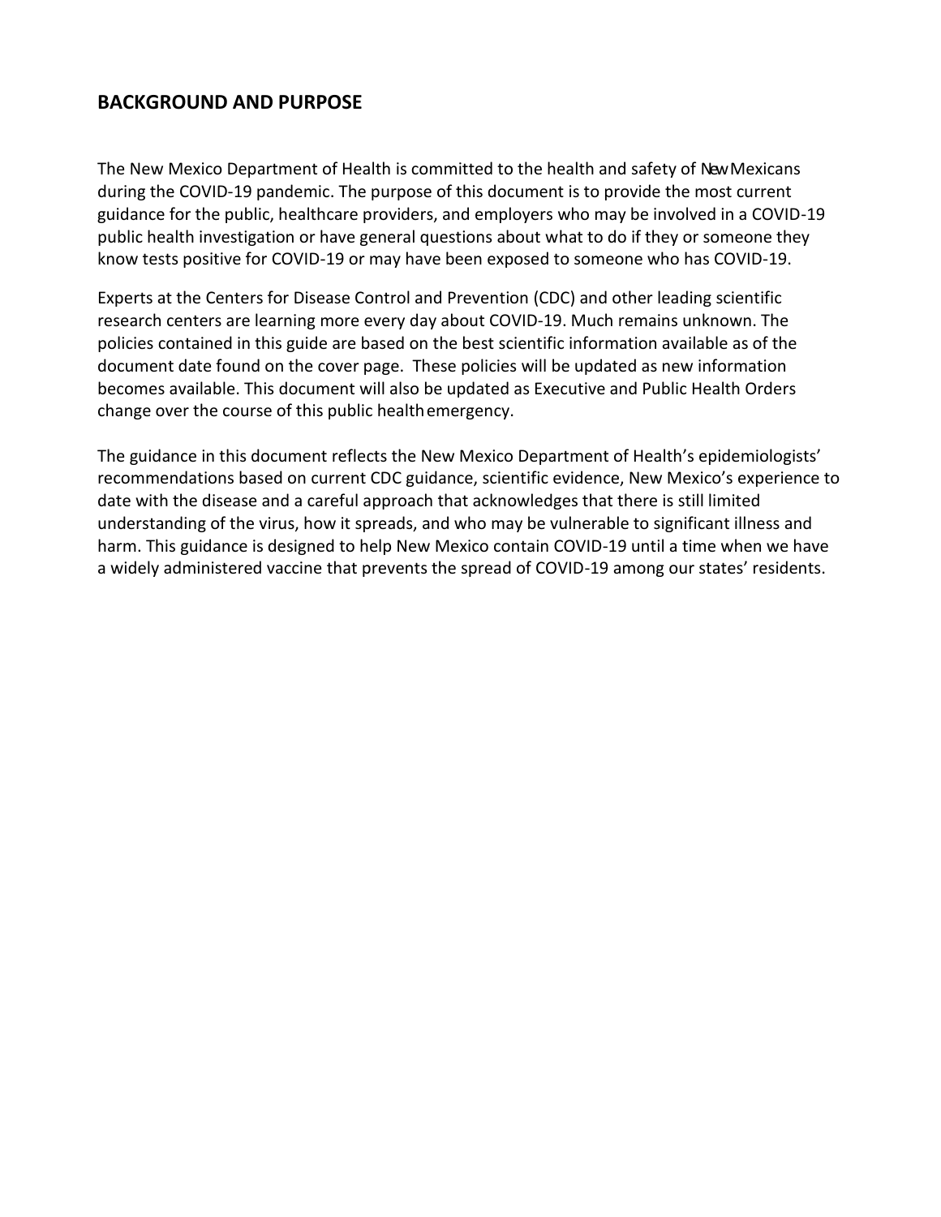## BACKGROUND AND PURPOSE

The New Mexico Department of Health is committed to the health and safety of New Mexicans during the COVID-19 pandemic. The purpose of this document is to provide the most current guidance for the public, healthcare providers, and employers who may be involved in a COVID-19 public health investigation or have general questions about what to do if they or someone they know tests positive for COVID-19 or may have been exposed to someone who has COVID-19.

Experts at the Centers for Disease Control and Prevention (CDC) and other leading scientific research centers are learning more every day about COVID-19. Much remains unknown. The policies contained in this guide are based on the best scientific information available as of the document date found on the cover page. These policies will be updated as new information becomes available. This document will also be updated as Executive and Public Health Orders change over the course of this public health emergency.

The guidance in this document reflects the New Mexico Department of Health's epidemiologists' recommendations based on current CDC guidance, scientific evidence, New Mexico's experience to date with the disease and a careful approach that acknowledges that there is still limited understanding of the virus, how it spreads, and who may be vulnerable to significant illness and harm. This guidance is designed to help New Mexico contain COVID-19 until a time when we have a widely administered vaccine that prevents the spread of COVID-19 among our states' residents.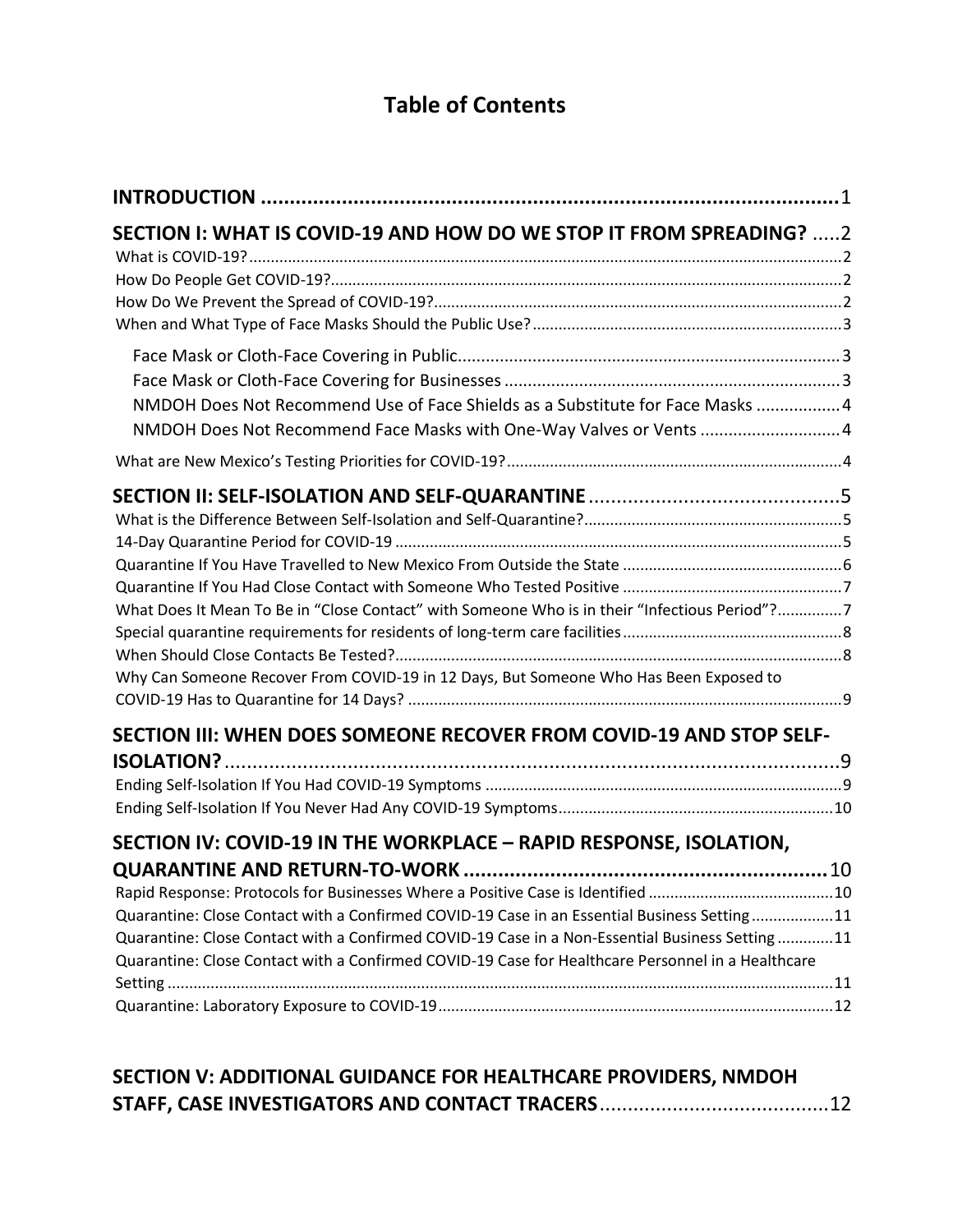# Table of Contents

**INTRODUCTION** ........................................................................................................ 1

**SECTION I: WHAT IS COVID-19 AND HOW DO WE STOP IT FROM SPREADING?** ..... 2

What is COVID-19? ........................................................................................................ 2

How Do People Get COVID-19? ........................................................................................................ 2

How Do We Prevent the Spread of COVID-19? ........................................................................................................ 2

When and What Type of Face Masks Should the Public Use? ........................................................................................................ 3

- Face Mask or Cloth-Face Covering in Public ........................................................................................................ 3
- Face Mask or Cloth-Face Covering for Businesses ........................................................................................................ 3
- NMDOH Does Not Recommend Use of Face Shields as a Substitute for Face Masks ........................ 4
- NMDOH Does Not Recommend Face Masks with One-Way Valves or Vents ........................ 4

What are New Mexico's Testing Priorities for COVID-19? ........................................................................................................ 4

**SECTION II: SELF-ISOLATION AND SELF-QUARANTINE** ........................................ 5

What is the Difference Between Self-Isolation and Self-Quarantine? ........................................ 5

14-Day Quarantine Period for COVID-19 ........................................................................................................ 5

Quarantine If You Have Travelled to New Mexico From Outside the State ........................................ 6

Quarantine If You Had Close Contact with Someone Who Tested Positive ........................................ 7

What Does It Mean To Be in "Close Contact" with Someone Who is in their "Infectious Period"? ........ 7

Special quarantine requirements for residents of long-term care facilities ........................................ 8

When Should Close Contacts Be Tested? ........................................................................................................ 8

Why Can Someone Recover From COVID-19 in 12 Days, But Someone Who Has Been Exposed to COVID-19 Has to Quarantine for 14 Days? ........................................................................................................ 9

**SECTION III: WHEN DOES SOMEONE RECOVER FROM COVID-19 AND STOP SELF-ISOLATION?** ........................................................................................................ 9

Ending Self-Isolation If You Had COVID-19 Symptoms ........................................................................................................ 9

Ending Self-Isolation If You Never Had Any COVID-19 Symptoms ........................................ 10

**SECTION IV: COVID-19 IN THE WORKPLACE – RAPID RESPONSE, ISOLATION, QUARANTINE AND RETURN-TO-WORK** ........................................................................ 10

Rapid Response: Protocols for Businesses Where a Positive Case is Identified ........................................ 10

Quarantine: Close Contact with a Confirmed COVID-19 Case in an Essential Business Setting ........................ 11

Quarantine: Close Contact with a Confirmed COVID-19 Case in a Non-Essential Business Setting ............ 11

Quarantine: Close Contact with a Confirmed COVID-19 Case for Healthcare Personnel in a Healthcare Setting ........................................................................................................ 11

Quarantine: Laboratory Exposure to COVID-19 ........................................................................................................ 12

**SECTION V: ADDITIONAL GUIDANCE FOR HEALTHCARE PROVIDERS, NMDOH STAFF, CASE INVESTIGATORS AND CONTACT TRACERS** ........................................ 12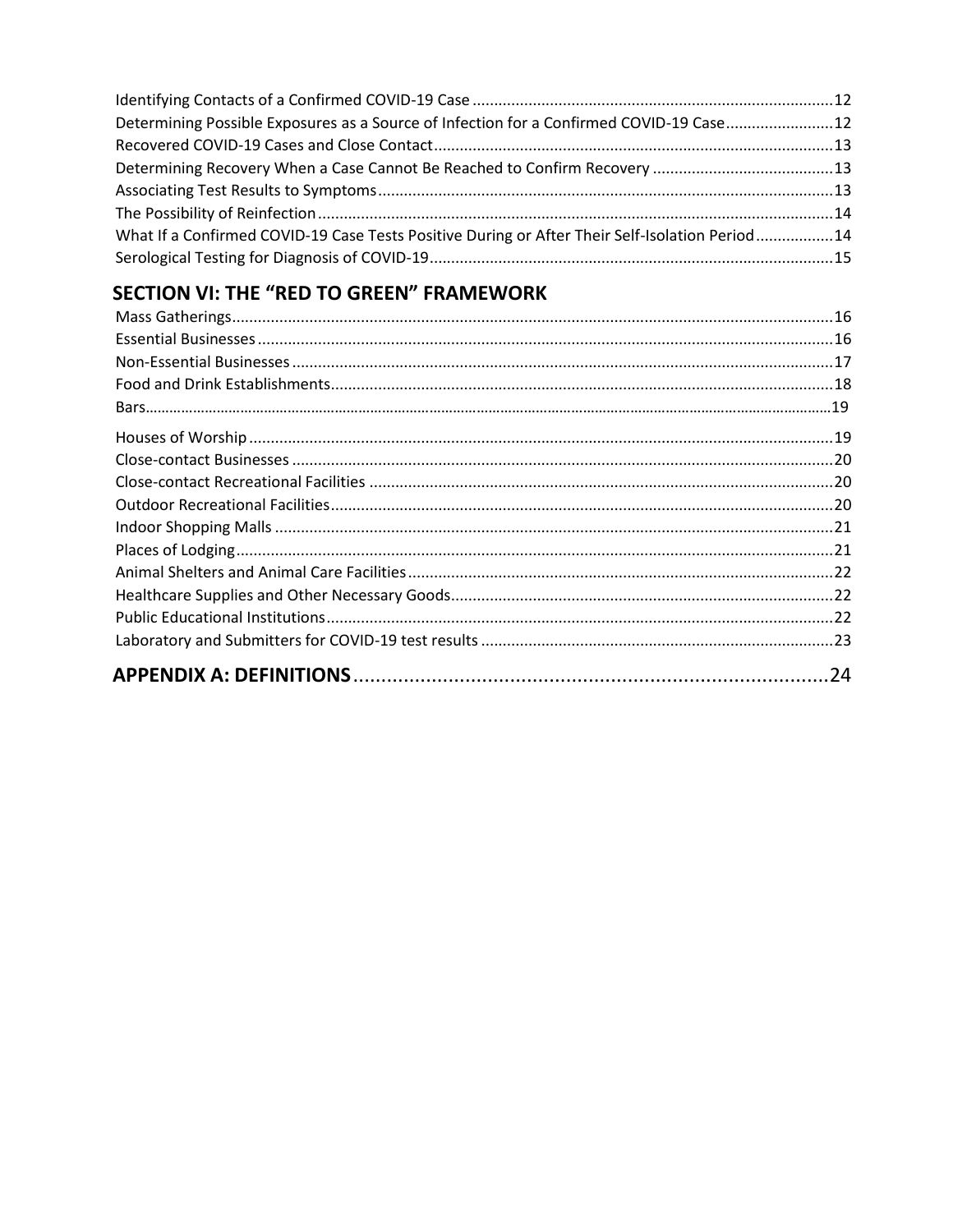Identifying Contacts of a Confirmed COVID-19 Case ..... 12
Determining Possible Exposures as a Source of Infection for a Confirmed COVID-19 Case ..... 12
Recovered COVID-19 Cases and Close Contact ..... 13
Determining Recovery When a Case Cannot Be Reached to Confirm Recovery ..... 13
Associating Test Results to Symptoms ..... 13
The Possibility of Reinfection ..... 14
What If a Confirmed COVID-19 Case Tests Positive During or After Their Self-Isolation Period ..... 14
Serological Testing for Diagnosis of COVID-19 ..... 15

## SECTION VI: THE "RED TO GREEN" FRAMEWORK

Mass Gatherings ..... 16
Essential Businesses ..... 16
Non-Essential Businesses ..... 17
Food and Drink Establishments ..... 18
Bars ..... 19
Houses of Worship ..... 19
Close-contact Businesses ..... 20
Close-contact Recreational Facilities ..... 20
Outdoor Recreational Facilities ..... 20
Indoor Shopping Malls ..... 21
Places of Lodging ..... 21
Animal Shelters and Animal Care Facilities ..... 22
Healthcare Supplies and Other Necessary Goods ..... 22
Public Educational Institutions ..... 22
Laboratory and Submitters for COVID-19 test results ..... 23

## APPENDIX A: DEFINITIONS ..... 24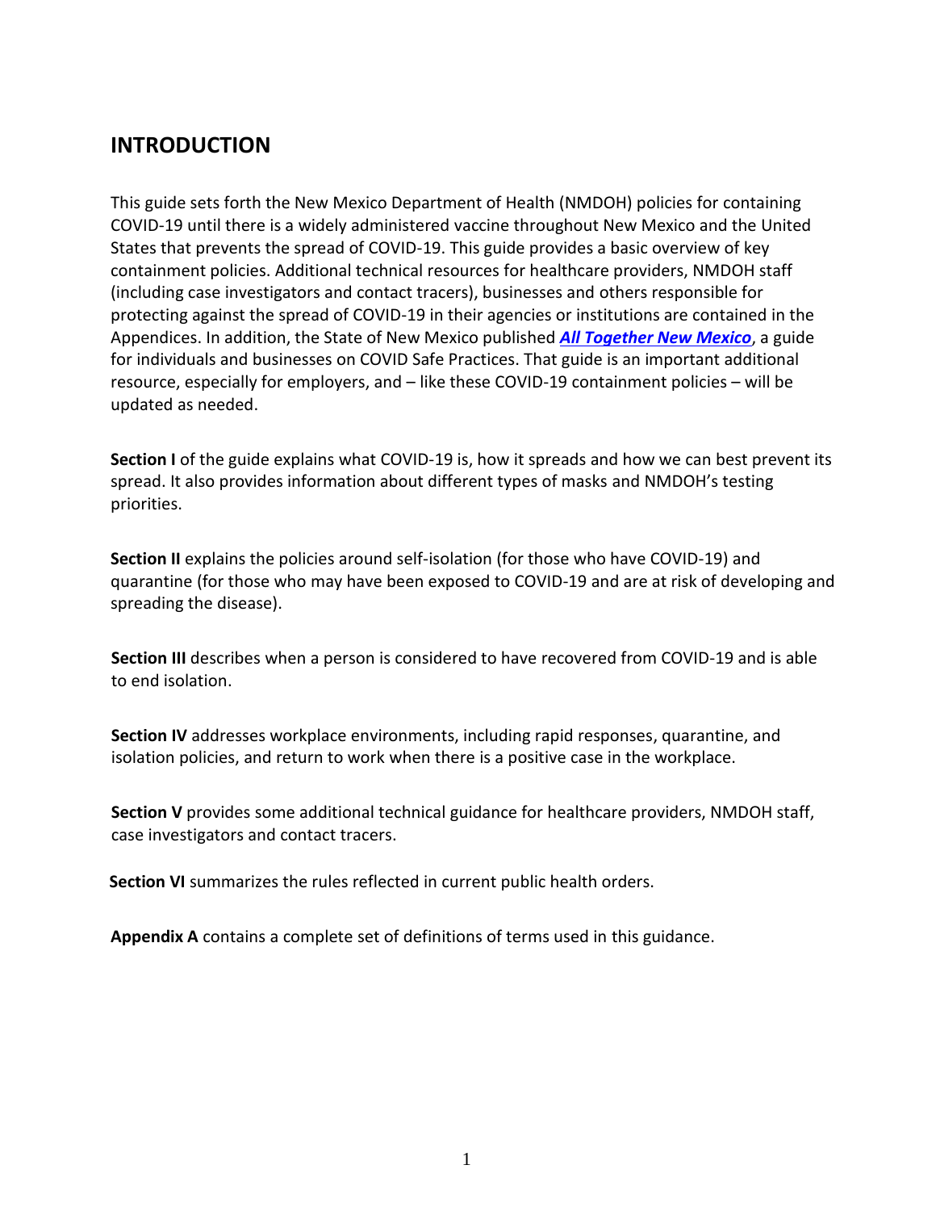## INTRODUCTION

This guide sets forth the New Mexico Department of Health (NMDOH) policies for containing COVID-19 until there is a widely administered vaccine throughout New Mexico and the United States that prevents the spread of COVID-19. This guide provides a basic overview of key containment policies. Additional technical resources for healthcare providers, NMDOH staff (including case investigators and contact tracers), businesses and others responsible for protecting against the spread of COVID-19 in their agencies or institutions are contained in the Appendices. In addition, the State of New Mexico published ***All Together New Mexico***, a guide for individuals and businesses on COVID Safe Practices. That guide is an important additional resource, especially for employers, and – like these COVID-19 containment policies – will be updated as needed.

**Section I** of the guide explains what COVID-19 is, how it spreads and how we can best prevent its spread. It also provides information about different types of masks and NMDOH's testing priorities.

**Section II** explains the policies around self-isolation (for those who have COVID-19) and quarantine (for those who may have been exposed to COVID-19 and are at risk of developing and spreading the disease).

**Section III** describes when a person is considered to have recovered from COVID-19 and is able to end isolation.

**Section IV** addresses workplace environments, including rapid responses, quarantine, and isolation policies, and return to work when there is a positive case in the workplace.

**Section V** provides some additional technical guidance for healthcare providers, NMDOH staff, case investigators and contact tracers.

**Section VI** summarizes the rules reflected in current public health orders.

**Appendix A** contains a complete set of definitions of terms used in this guidance.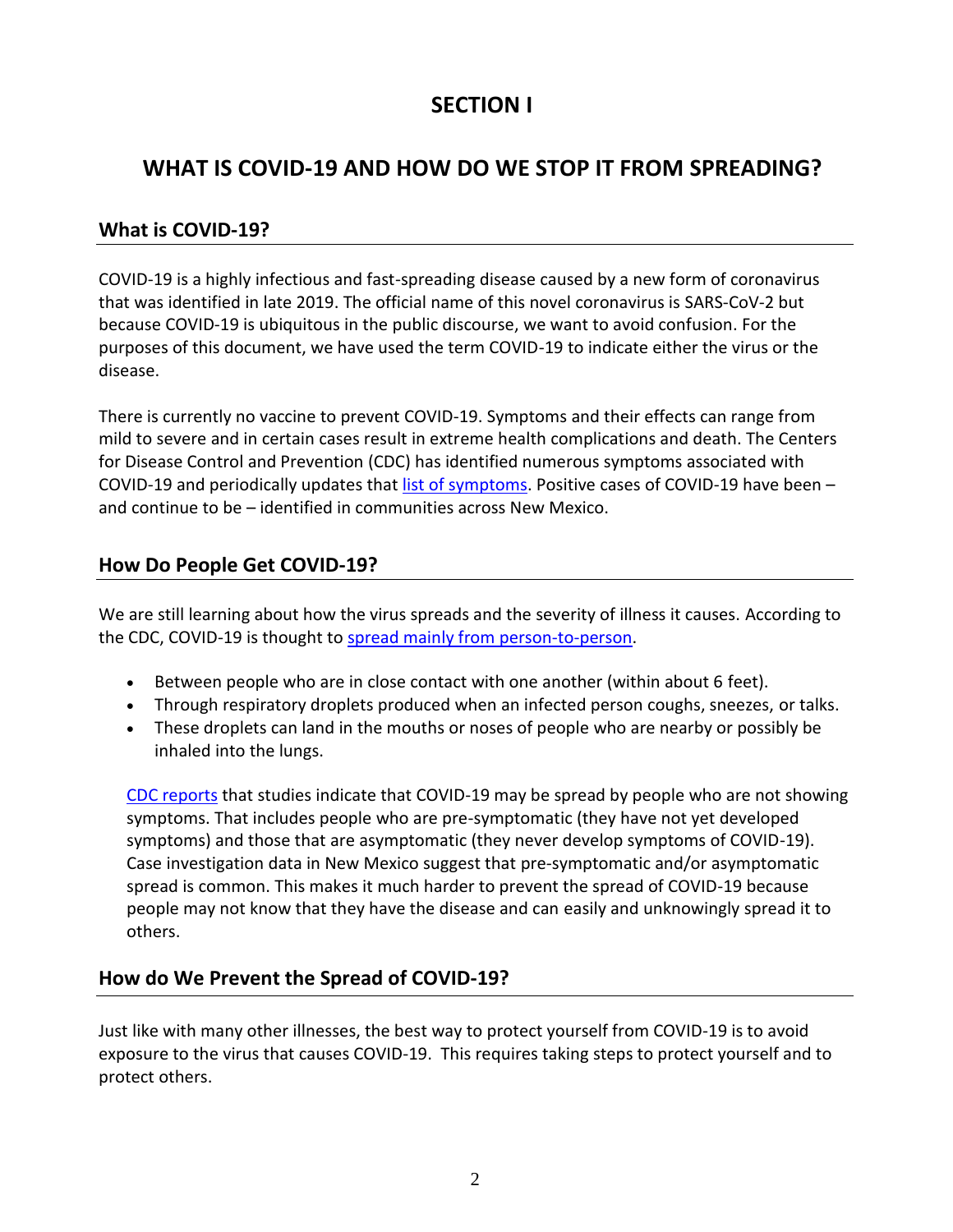# SECTION I

# WHAT IS COVID-19 AND HOW DO WE STOP IT FROM SPREADING?

## What is COVID-19?

COVID-19 is a highly infectious and fast-spreading disease caused by a new form of coronavirus that was identified in late 2019. The official name of this novel coronavirus is SARS-CoV-2 but because COVID-19 is ubiquitous in the public discourse, we want to avoid confusion. For the purposes of this document, we have used the term COVID-19 to indicate either the virus or the disease.

There is currently no vaccine to prevent COVID-19. Symptoms and their effects can range from mild to severe and in certain cases result in extreme health complications and death. The Centers for Disease Control and Prevention (CDC) has identified numerous symptoms associated with COVID-19 and periodically updates that list of symptoms. Positive cases of COVID-19 have been – and continue to be – identified in communities across New Mexico.

## How Do People Get COVID-19?

We are still learning about how the virus spreads and the severity of illness it causes. According to the CDC, COVID-19 is thought to spread mainly from person-to-person.

- Between people who are in close contact with one another (within about 6 feet).
- Through respiratory droplets produced when an infected person coughs, sneezes, or talks.
- These droplets can land in the mouths or noses of people who are nearby or possibly be inhaled into the lungs.

CDC reports that studies indicate that COVID-19 may be spread by people who are not showing symptoms. That includes people who are pre-symptomatic (they have not yet developed symptoms) and those that are asymptomatic (they never develop symptoms of COVID-19). Case investigation data in New Mexico suggest that pre-symptomatic and/or asymptomatic spread is common. This makes it much harder to prevent the spread of COVID-19 because people may not know that they have the disease and can easily and unknowingly spread it to others.

## How do We Prevent the Spread of COVID-19?

Just like with many other illnesses, the best way to protect yourself from COVID-19 is to avoid exposure to the virus that causes COVID-19. This requires taking steps to protect yourself and to protect others.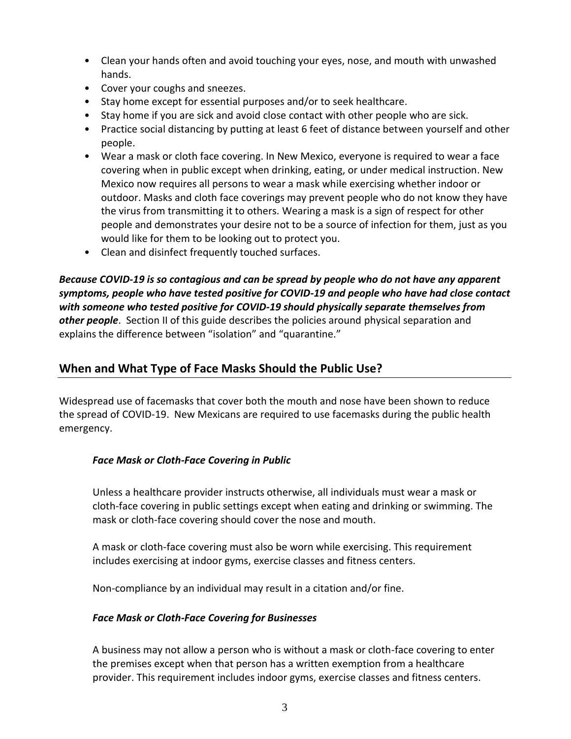- Clean your hands often and avoid touching your eyes, nose, and mouth with unwashed hands.
- Cover your coughs and sneezes.
- Stay home except for essential purposes and/or to seek healthcare.
- Stay home if you are sick and avoid close contact with other people who are sick.
- Practice social distancing by putting at least 6 feet of distance between yourself and other people.
- Wear a mask or cloth face covering. In New Mexico, everyone is required to wear a face covering when in public except when drinking, eating, or under medical instruction. New Mexico now requires all persons to wear a mask while exercising whether indoor or outdoor. Masks and cloth face coverings may prevent people who do not know they have the virus from transmitting it to others. Wearing a mask is a sign of respect for other people and demonstrates your desire not to be a source of infection for them, just as you would like for them to be looking out to protect you.
- Clean and disinfect frequently touched surfaces.

***Because COVID-19 is so contagious and can be spread by people who do not have any apparent symptoms, people who have tested positive for COVID-19 and people who have had close contact with someone who tested positive for COVID-19 should physically separate themselves from other people***. Section II of this guide describes the policies around physical separation and explains the difference between "isolation" and "quarantine."

## When and What Type of Face Masks Should the Public Use?

Widespread use of facemasks that cover both the mouth and nose have been shown to reduce the spread of COVID-19. New Mexicans are required to use facemasks during the public health emergency.

### *Face Mask or Cloth-Face Covering in Public*

Unless a healthcare provider instructs otherwise, all individuals must wear a mask or cloth-face covering in public settings except when eating and drinking or swimming. The mask or cloth-face covering should cover the nose and mouth.

A mask or cloth-face covering must also be worn while exercising. This requirement includes exercising at indoor gyms, exercise classes and fitness centers.

Non-compliance by an individual may result in a citation and/or fine.

### *Face Mask or Cloth-Face Covering for Businesses*

A business may not allow a person who is without a mask or cloth-face covering to enter the premises except when that person has a written exemption from a healthcare provider. This requirement includes indoor gyms, exercise classes and fitness centers.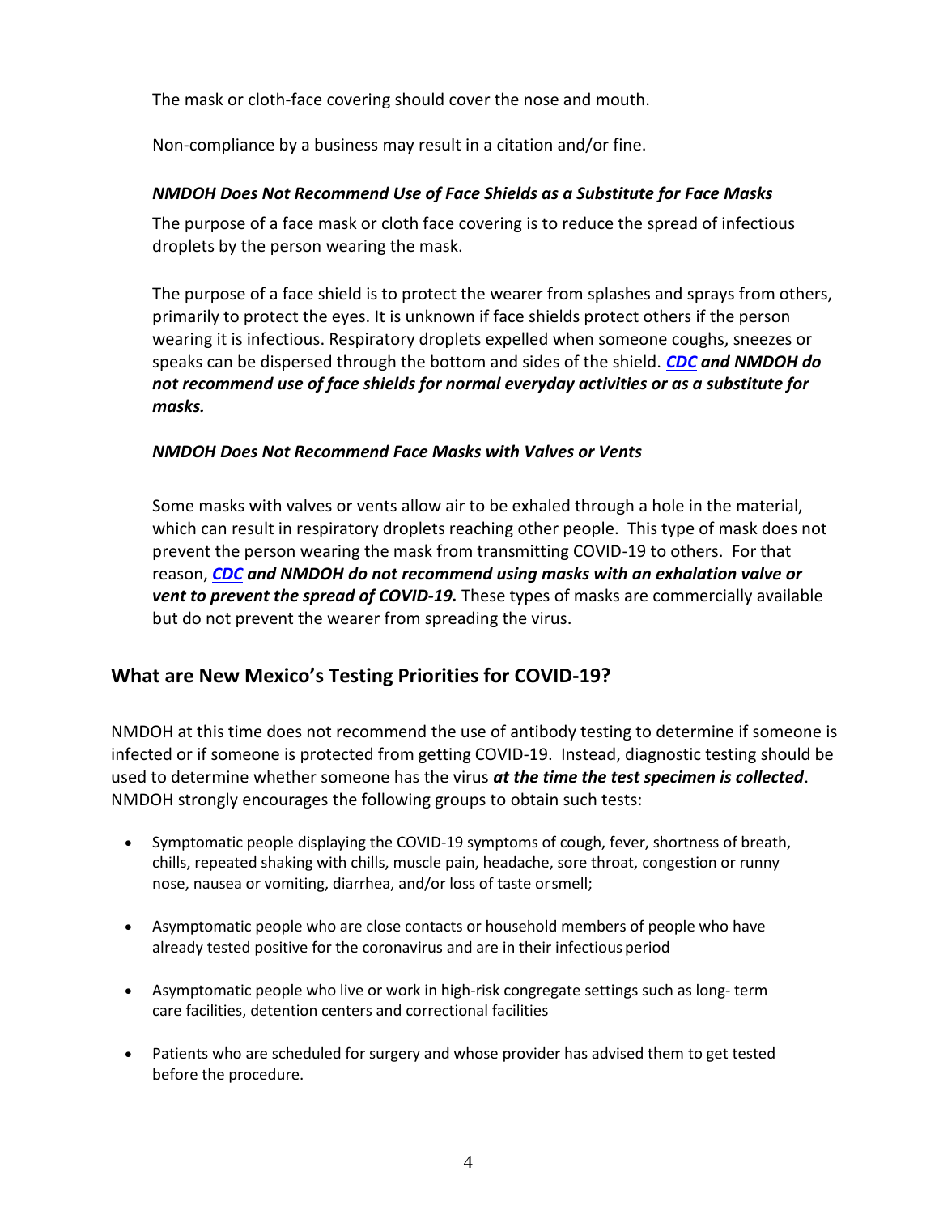The mask or cloth-face covering should cover the nose and mouth.

Non-compliance by a business may result in a citation and/or fine.

***NMDOH Does Not Recommend Use of Face Shields as a Substitute for Face Masks***

The purpose of a face mask or cloth face covering is to reduce the spread of infectious droplets by the person wearing the mask.

The purpose of a face shield is to protect the wearer from splashes and sprays from others, primarily to protect the eyes. It is unknown if face shields protect others if the person wearing it is infectious. Respiratory droplets expelled when someone coughs, sneezes or speaks can be dispersed through the bottom and sides of the shield. ***CDC and NMDOH do not recommend use of face shields for normal everyday activities or as a substitute for masks.***

***NMDOH Does Not Recommend Face Masks with Valves or Vents***

Some masks with valves or vents allow air to be exhaled through a hole in the material, which can result in respiratory droplets reaching other people. This type of mask does not prevent the person wearing the mask from transmitting COVID-19 to others. For that reason, ***CDC and NMDOH do not recommend using masks with an exhalation valve or vent to prevent the spread of COVID-19.*** These types of masks are commercially available but do not prevent the wearer from spreading the virus.

## What are New Mexico's Testing Priorities for COVID-19?

NMDOH at this time does not recommend the use of antibody testing to determine if someone is infected or if someone is protected from getting COVID-19. Instead, diagnostic testing should be used to determine whether someone has the virus ***at the time the test specimen is collected***. NMDOH strongly encourages the following groups to obtain such tests:

- Symptomatic people displaying the COVID-19 symptoms of cough, fever, shortness of breath, chills, repeated shaking with chills, muscle pain, headache, sore throat, congestion or runny nose, nausea or vomiting, diarrhea, and/or loss of taste or smell;
- Asymptomatic people who are close contacts or household members of people who have already tested positive for the coronavirus and are in their infectious period
- Asymptomatic people who live or work in high-risk congregate settings such as long- term care facilities, detention centers and correctional facilities
- Patients who are scheduled for surgery and whose provider has advised them to get tested before the procedure.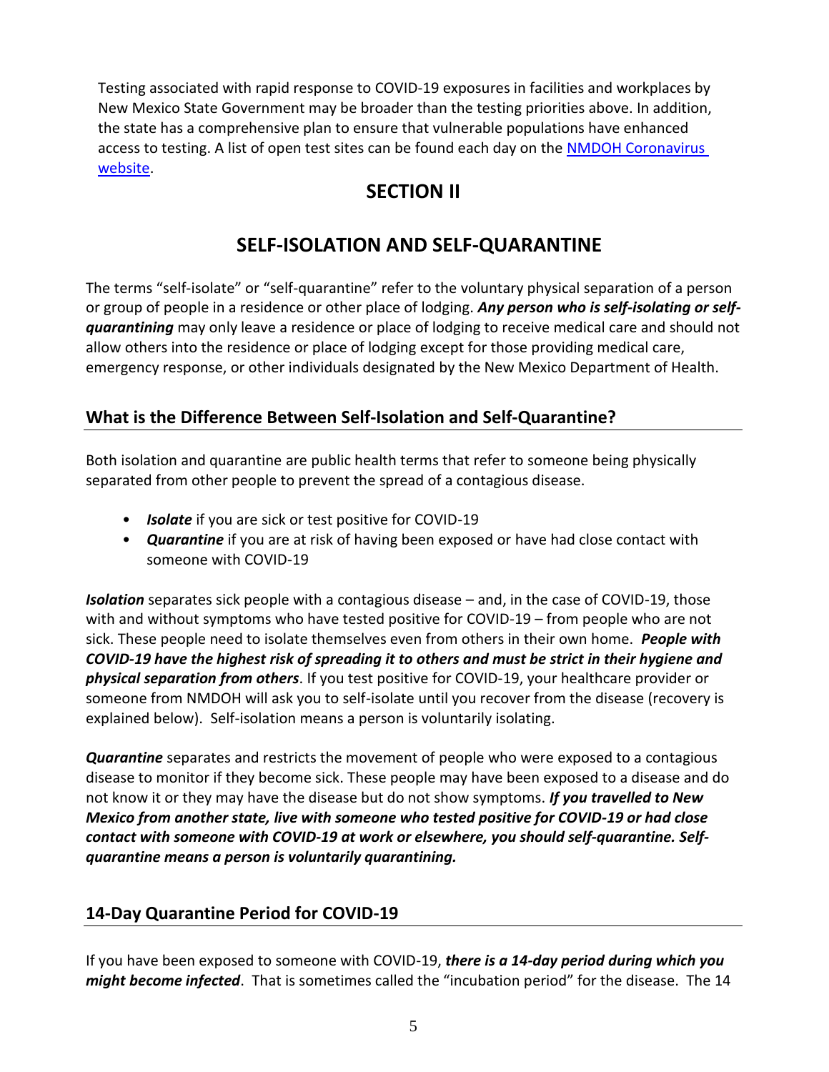Testing associated with rapid response to COVID-19 exposures in facilities and workplaces by New Mexico State Government may be broader than the testing priorities above. In addition, the state has a comprehensive plan to ensure that vulnerable populations have enhanced access to testing. A list of open test sites can be found each day on the [NMDOH Coronavirus website](NMDOH Coronavirus website).

# SECTION II

# SELF-ISOLATION AND SELF-QUARANTINE

The terms "self-isolate" or "self-quarantine" refer to the voluntary physical separation of a person or group of people in a residence or other place of lodging. ***Any person who is self-isolating or self-quarantining*** may only leave a residence or place of lodging to receive medical care and should not allow others into the residence or place of lodging except for those providing medical care, emergency response, or other individuals designated by the New Mexico Department of Health.

## What is the Difference Between Self-Isolation and Self-Quarantine?

Both isolation and quarantine are public health terms that refer to someone being physically separated from other people to prevent the spread of a contagious disease.

- ***Isolate*** if you are sick or test positive for COVID-19
- ***Quarantine*** if you are at risk of having been exposed or have had close contact with someone with COVID-19

***Isolation*** separates sick people with a contagious disease – and, in the case of COVID-19, those with and without symptoms who have tested positive for COVID-19 – from people who are not sick. These people need to isolate themselves even from others in their own home. ***People with COVID-19 have the highest risk of spreading it to others and must be strict in their hygiene and physical separation from others***. If you test positive for COVID-19, your healthcare provider or someone from NMDOH will ask you to self-isolate until you recover from the disease (recovery is explained below). Self-isolation means a person is voluntarily isolating.

***Quarantine*** separates and restricts the movement of people who were exposed to a contagious disease to monitor if they become sick. These people may have been exposed to a disease and do not know it or they may have the disease but do not show symptoms. ***If you travelled to New Mexico from another state, live with someone who tested positive for COVID-19 or had close contact with someone with COVID-19 at work or elsewhere, you should self-quarantine. Self-quarantine means a person is voluntarily quarantining.***

## 14-Day Quarantine Period for COVID-19

If you have been exposed to someone with COVID-19, ***there is a 14-day period during which you might become infected***. That is sometimes called the "incubation period" for the disease. The 14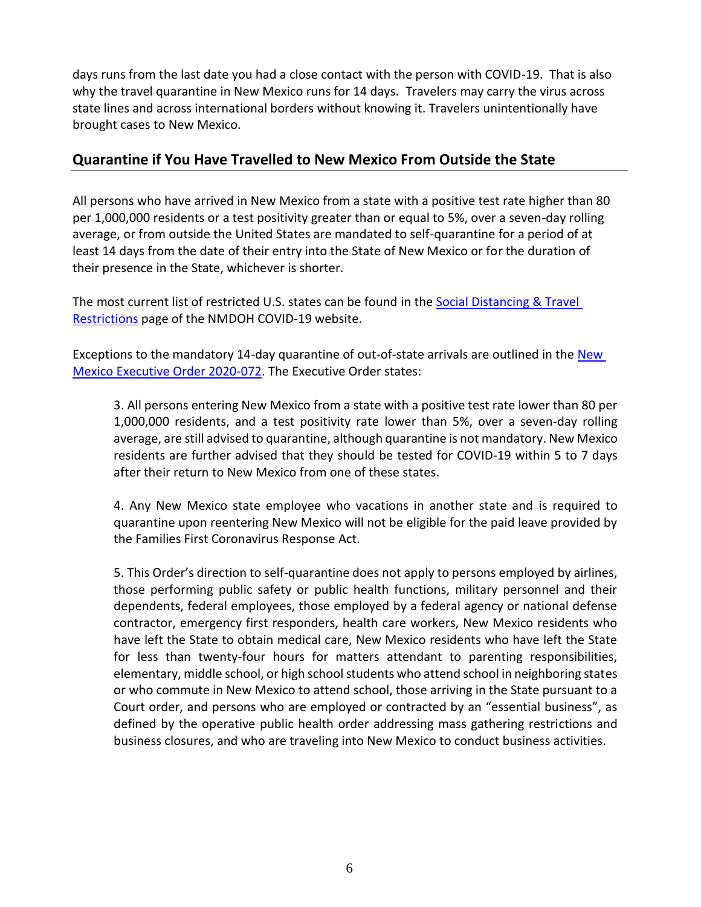days runs from the last date you had a close contact with the person with COVID-19. That is also why the travel quarantine in New Mexico runs for 14 days. Travelers may carry the virus across state lines and across international borders without knowing it. Travelers unintentionally have brought cases to New Mexico.

## Quarantine if You Have Travelled to New Mexico From Outside the State

All persons who have arrived in New Mexico from a state with a positive test rate higher than 80 per 1,000,000 residents or a test positivity greater than or equal to 5%, over a seven-day rolling average, or from outside the United States are mandated to self-quarantine for a period of at least 14 days from the date of their entry into the State of New Mexico or for the duration of their presence in the State, whichever is shorter.

The most current list of restricted U.S. states can be found in the Social Distancing & Travel Restrictions page of the NMDOH COVID-19 website.

Exceptions to the mandatory 14-day quarantine of out-of-state arrivals are outlined in the New Mexico Executive Order 2020-072. The Executive Order states:

> 3. All persons entering New Mexico from a state with a positive test rate lower than 80 per 1,000,000 residents, and a test positivity rate lower than 5%, over a seven-day rolling average, are still advised to quarantine, although quarantine is not mandatory. New Mexico residents are further advised that they should be tested for COVID-19 within 5 to 7 days after their return to New Mexico from one of these states.
>
> 4. Any New Mexico state employee who vacations in another state and is required to quarantine upon reentering New Mexico will not be eligible for the paid leave provided by the Families First Coronavirus Response Act.
>
> 5. This Order's direction to self-quarantine does not apply to persons employed by airlines, those performing public safety or public health functions, military personnel and their dependents, federal employees, those employed by a federal agency or national defense contractor, emergency first responders, health care workers, New Mexico residents who have left the State to obtain medical care, New Mexico residents who have left the State for less than twenty-four hours for matters attendant to parenting responsibilities, elementary, middle school, or high school students who attend school in neighboring states or who commute in New Mexico to attend school, those arriving in the State pursuant to a Court order, and persons who are employed or contracted by an "essential business", as defined by the operative public health order addressing mass gathering restrictions and business closures, and who are traveling into New Mexico to conduct business activities.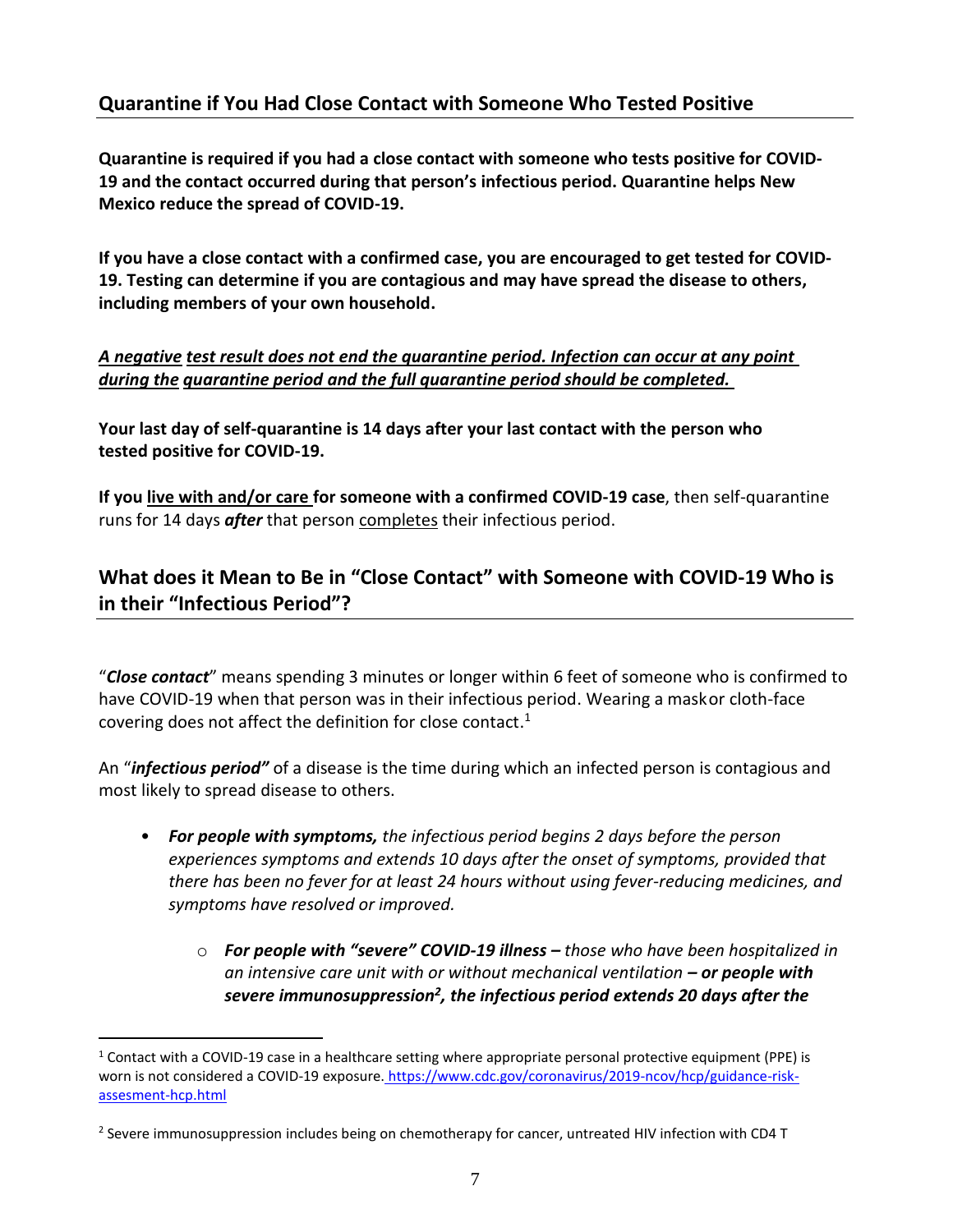## Quarantine if You Had Close Contact with Someone Who Tested Positive

**Quarantine is required if you had a close contact with someone who tests positive for COVID-19 and the contact occurred during that person's infectious period. Quarantine helps New Mexico reduce the spread of COVID-19.**

**If you have a close contact with a confirmed case, you are encouraged to get tested for COVID-19. Testing can determine if you are contagious and may have spread the disease to others, including members of your own household.**

***A negative test result does not end the quarantine period. Infection can occur at any point during the quarantine period and the full quarantine period should be completed.***

**Your last day of self-quarantine is 14 days after your last contact with the person who tested positive for COVID-19.**

**If you live with and/or care for someone with a confirmed COVID-19 case**, then self-quarantine runs for 14 days ***after*** that person completes their infectious period.

## What does it Mean to Be in "Close Contact" with Someone with COVID-19 Who is in their "Infectious Period"?

"***Close contact***" means spending 3 minutes or longer within 6 feet of someone who is confirmed to have COVID-19 when that person was in their infectious period. Wearing a mask or cloth-face covering does not affect the definition for close contact.[1]

An "***infectious period"*** of a disease is the time during which an infected person is contagious and most likely to spread disease to others.

- ***For people with symptoms,*** *the infectious period begins 2 days before the person experiences symptoms and extends 10 days after the onset of symptoms, provided that there has been no fever for at least 24 hours without using fever-reducing medicines, and symptoms have resolved or improved.*
  - ***For people with "severe" COVID-19 illness –*** *those who have been hospitalized in an intensive care unit with or without mechanical ventilation* ***– or people with severe immunosuppression[2], the infectious period extends 20 days after the***

[1] Contact with a COVID-19 case in a healthcare setting where appropriate personal protective equipment (PPE) is worn is not considered a COVID-19 exposure. https://www.cdc.gov/coronavirus/2019-ncov/hcp/guidance-risk-assesment-hcp.html

[2] Severe immunosuppression includes being on chemotherapy for cancer, untreated HIV infection with CD4 T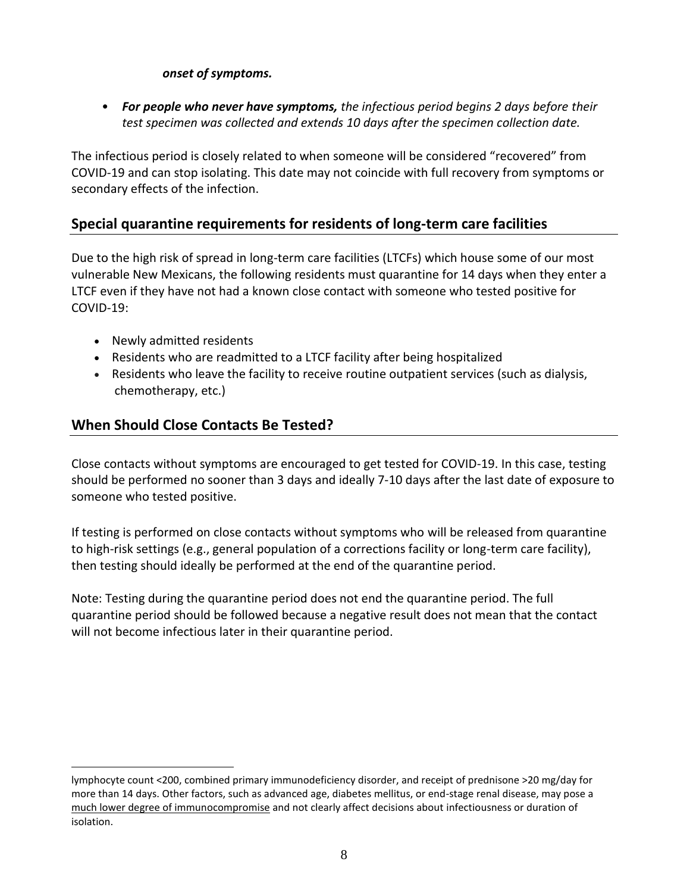***onset of symptoms.***

- ***For people who never have symptoms,*** *the infectious period begins 2 days before their test specimen was collected and extends 10 days after the specimen collection date.*

The infectious period is closely related to when someone will be considered "recovered" from COVID-19 and can stop isolating. This date may not coincide with full recovery from symptoms or secondary effects of the infection.

## Special quarantine requirements for residents of long-term care facilities

Due to the high risk of spread in long-term care facilities (LTCFs) which house some of our most vulnerable New Mexicans, the following residents must quarantine for 14 days when they enter a LTCF even if they have not had a known close contact with someone who tested positive for COVID-19:

- Newly admitted residents
- Residents who are readmitted to a LTCF facility after being hospitalized
- Residents who leave the facility to receive routine outpatient services (such as dialysis, chemotherapy, etc.)

## When Should Close Contacts Be Tested?

Close contacts without symptoms are encouraged to get tested for COVID-19. In this case, testing should be performed no sooner than 3 days and ideally 7-10 days after the last date of exposure to someone who tested positive.

If testing is performed on close contacts without symptoms who will be released from quarantine to high-risk settings (e.g., general population of a corrections facility or long-term care facility), then testing should ideally be performed at the end of the quarantine period.

Note: Testing during the quarantine period does not end the quarantine period. The full quarantine period should be followed because a negative result does not mean that the contact will not become infectious later in their quarantine period.

lymphocyte count <200, combined primary immunodeficiency disorder, and receipt of prednisone >20 mg/day for more than 14 days. Other factors, such as advanced age, diabetes mellitus, or end-stage renal disease, may pose a much lower degree of immunocompromise and not clearly affect decisions about infectiousness or duration of isolation.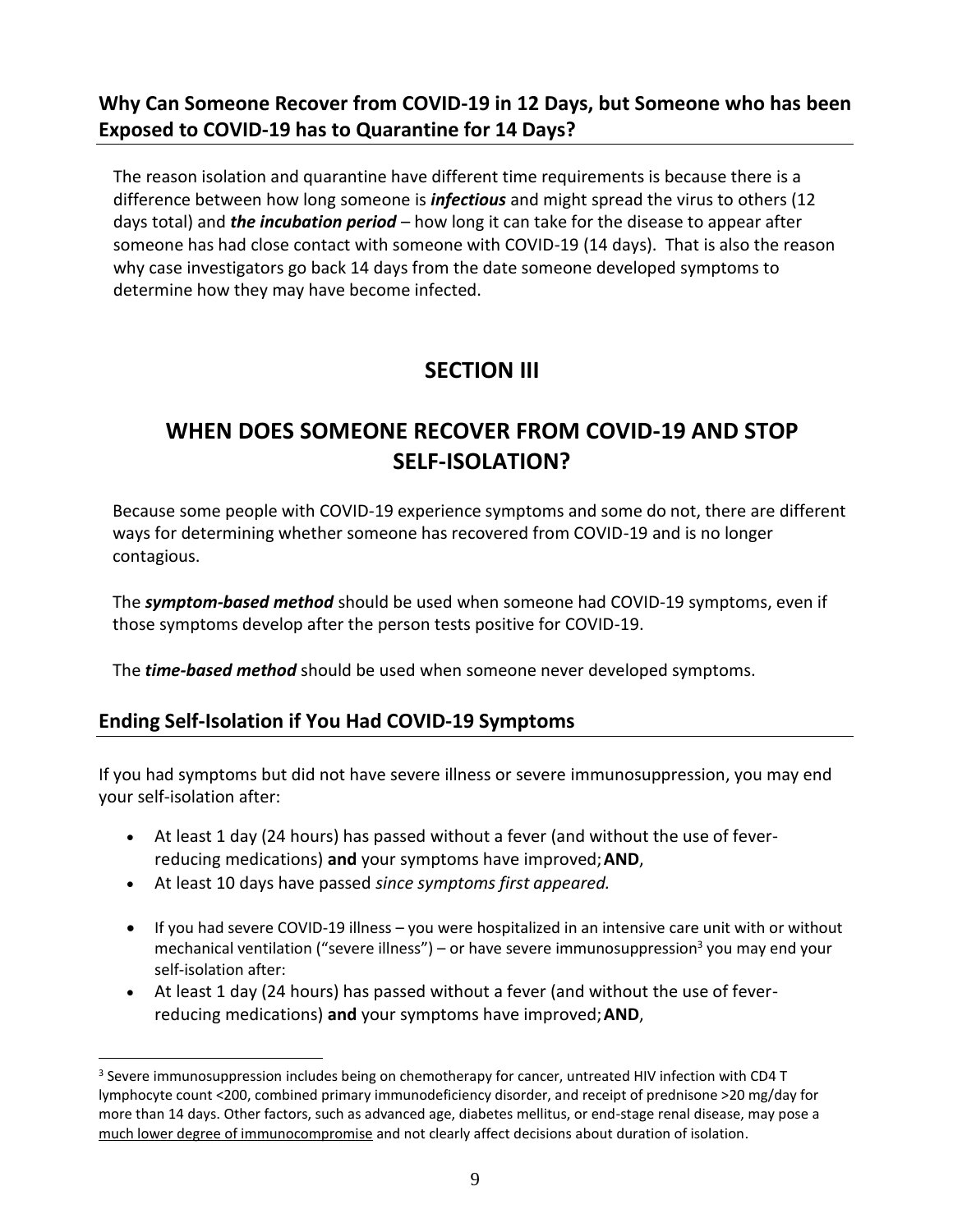## Why Can Someone Recover from COVID-19 in 12 Days, but Someone who has been Exposed to COVID-19 has to Quarantine for 14 Days?

The reason isolation and quarantine have different time requirements is because there is a difference between how long someone is ***infectious*** and might spread the virus to others (12 days total) and ***the incubation period*** – how long it can take for the disease to appear after someone has had close contact with someone with COVID-19 (14 days). That is also the reason why case investigators go back 14 days from the date someone developed symptoms to determine how they may have become infected.

# SECTION III

# WHEN DOES SOMEONE RECOVER FROM COVID-19 AND STOP SELF-ISOLATION?

Because some people with COVID-19 experience symptoms and some do not, there are different ways for determining whether someone has recovered from COVID-19 and is no longer contagious.

The ***symptom-based method*** should be used when someone had COVID-19 symptoms, even if those symptoms develop after the person tests positive for COVID-19.

The ***time-based method*** should be used when someone never developed symptoms.

## Ending Self-Isolation if You Had COVID-19 Symptoms

If you had symptoms but did not have severe illness or severe immunosuppression, you may end your self-isolation after:

- At least 1 day (24 hours) has passed without a fever (and without the use of fever-reducing medications) **and** your symptoms have improved; **AND**,
- At least 10 days have passed *since symptoms first appeared.*

- If you had severe COVID-19 illness – you were hospitalized in an intensive care unit with or without mechanical ventilation ("severe illness") – or have severe immunosuppression[3] you may end your self-isolation after:
- At least 1 day (24 hours) has passed without a fever (and without the use of fever-reducing medications) **and** your symptoms have improved; **AND**,

[3] Severe immunosuppression includes being on chemotherapy for cancer, untreated HIV infection with CD4 T lymphocyte count <200, combined primary immunodeficiency disorder, and receipt of prednisone >20 mg/day for more than 14 days. Other factors, such as advanced age, diabetes mellitus, or end-stage renal disease, may pose a much lower degree of immunocompromise and not clearly affect decisions about duration of isolation.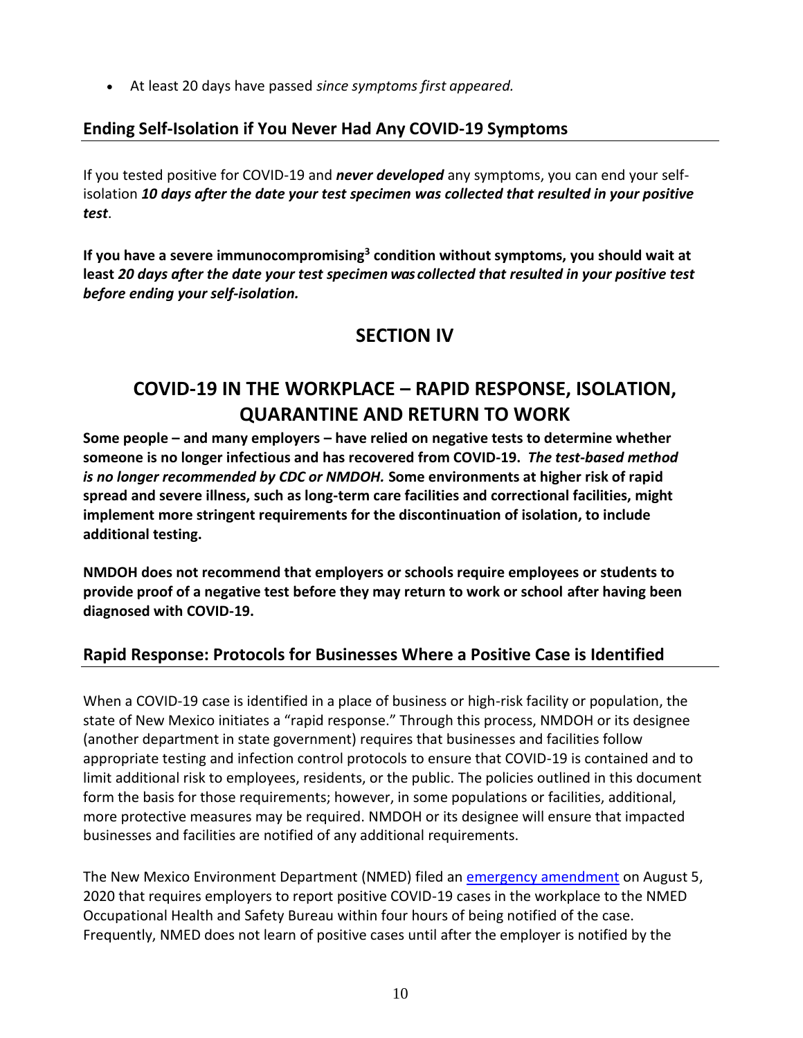- At least 20 days have passed *since symptoms first appeared.*

## Ending Self-Isolation if You Never Had Any COVID-19 Symptoms

If you tested positive for COVID-19 and ***never developed*** any symptoms, you can end your self-isolation ***10 days after the date your test specimen was collected that resulted in your positive test***.

**If you have a severe immunocompromising[3] condition without symptoms, you should wait at least *20 days after the date your test specimen was collected that resulted in your positive test before ending your self-isolation.***

# SECTION IV

# COVID-19 IN THE WORKPLACE – RAPID RESPONSE, ISOLATION, QUARANTINE AND RETURN TO WORK

**Some people – and many employers – have relied on negative tests to determine whether someone is no longer infectious and has recovered from COVID-19. *The test-based method is no longer recommended by CDC or NMDOH.* Some environments at higher risk of rapid spread and severe illness, such as long-term care facilities and correctional facilities, might implement more stringent requirements for the discontinuation of isolation, to include additional testing.**

**NMDOH does not recommend that employers or schools require employees or students to provide proof of a negative test before they may return to work or school after having been diagnosed with COVID-19.**

## Rapid Response: Protocols for Businesses Where a Positive Case is Identified

When a COVID-19 case is identified in a place of business or high-risk facility or population, the state of New Mexico initiates a "rapid response." Through this process, NMDOH or its designee (another department in state government) requires that businesses and facilities follow appropriate testing and infection control protocols to ensure that COVID-19 is contained and to limit additional risk to employees, residents, or the public. The policies outlined in this document form the basis for those requirements; however, in some populations or facilities, additional, more protective measures may be required. NMDOH or its designee will ensure that impacted businesses and facilities are notified of any additional requirements.

The New Mexico Environment Department (NMED) filed an emergency amendment on August 5, 2020 that requires employers to report positive COVID-19 cases in the workplace to the NMED Occupational Health and Safety Bureau within four hours of being notified of the case. Frequently, NMED does not learn of positive cases until after the employer is notified by the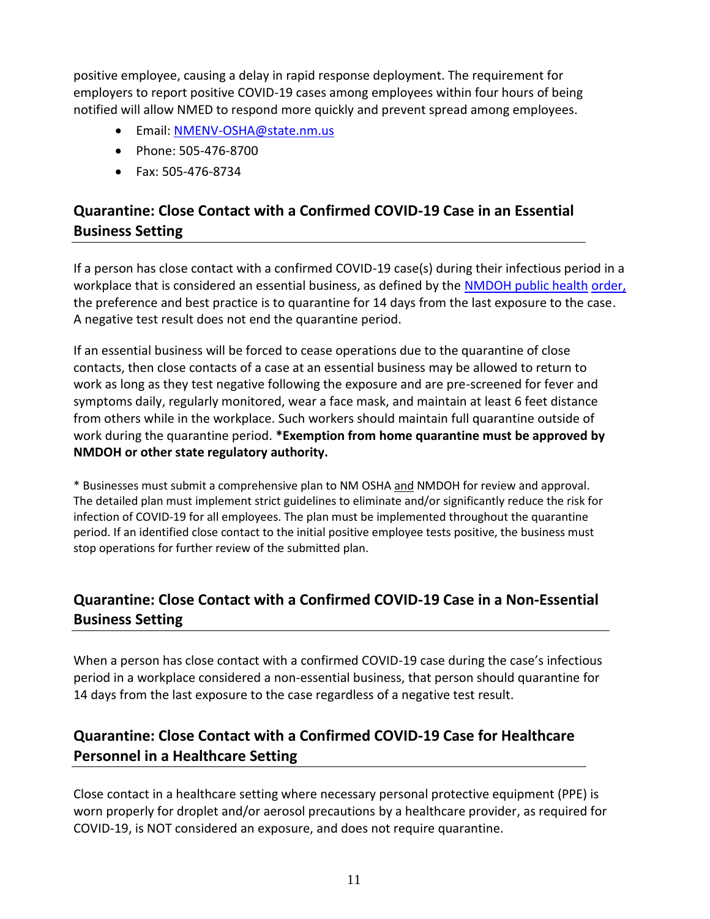positive employee, causing a delay in rapid response deployment. The requirement for employers to report positive COVID-19 cases among employees within four hours of being notified will allow NMED to respond more quickly and prevent spread among employees.

- Email: NMENV-OSHA@state.nm.us
- Phone: 505-476-8700
- Fax: 505-476-8734

## Quarantine: Close Contact with a Confirmed COVID-19 Case in an Essential Business Setting

If a person has close contact with a confirmed COVID-19 case(s) during their infectious period in a workplace that is considered an essential business, as defined by the NMDOH public health order, the preference and best practice is to quarantine for 14 days from the last exposure to the case. A negative test result does not end the quarantine period.

If an essential business will be forced to cease operations due to the quarantine of close contacts, then close contacts of a case at an essential business may be allowed to return to work as long as they test negative following the exposure and are pre-screened for fever and symptoms daily, regularly monitored, wear a face mask, and maintain at least 6 feet distance from others while in the workplace. Such workers should maintain full quarantine outside of work during the quarantine period. ***Exemption from home quarantine must be approved by NMDOH or other state regulatory authority.**

\* Businesses must submit a comprehensive plan to NM OSHA and NMDOH for review and approval. The detailed plan must implement strict guidelines to eliminate and/or significantly reduce the risk for infection of COVID-19 for all employees. The plan must be implemented throughout the quarantine period. If an identified close contact to the initial positive employee tests positive, the business must stop operations for further review of the submitted plan.

## Quarantine: Close Contact with a Confirmed COVID-19 Case in a Non-Essential Business Setting

When a person has close contact with a confirmed COVID-19 case during the case's infectious period in a workplace considered a non-essential business, that person should quarantine for 14 days from the last exposure to the case regardless of a negative test result.

## Quarantine: Close Contact with a Confirmed COVID-19 Case for Healthcare Personnel in a Healthcare Setting

Close contact in a healthcare setting where necessary personal protective equipment (PPE) is worn properly for droplet and/or aerosol precautions by a healthcare provider, as required for COVID-19, is NOT considered an exposure, and does not require quarantine.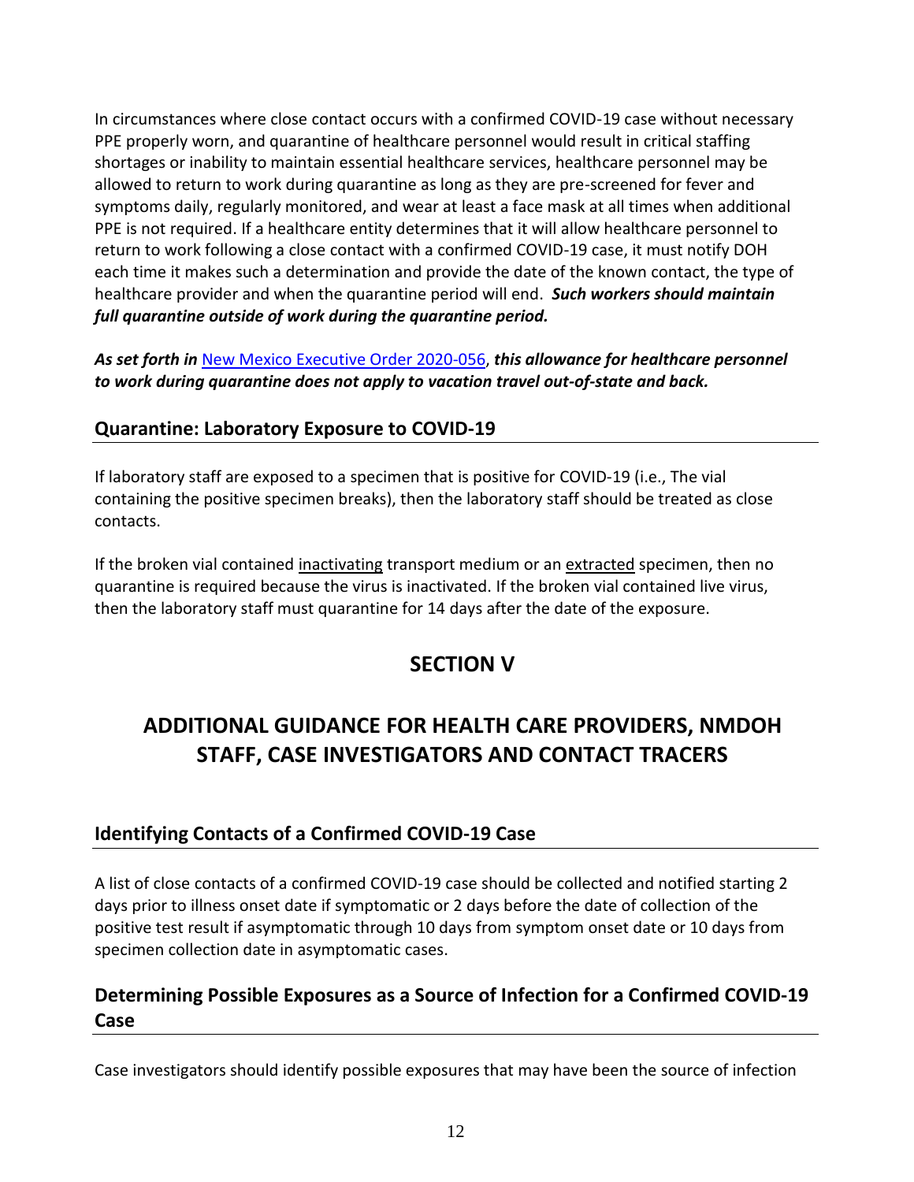In circumstances where close contact occurs with a confirmed COVID-19 case without necessary PPE properly worn, and quarantine of healthcare personnel would result in critical staffing shortages or inability to maintain essential healthcare services, healthcare personnel may be allowed to return to work during quarantine as long as they are pre-screened for fever and symptoms daily, regularly monitored, and wear at least a face mask at all times when additional PPE is not required. If a healthcare entity determines that it will allow healthcare personnel to return to work following a close contact with a confirmed COVID-19 case, it must notify DOH each time it makes such a determination and provide the date of the known contact, the type of healthcare provider and when the quarantine period will end. ***Such workers should maintain full quarantine outside of work during the quarantine period.***

***As set forth in*** [New Mexico Executive Order 2020-056](), ***this allowance for healthcare personnel to work during quarantine does not apply to vacation travel out-of-state and back.***

## Quarantine: Laboratory Exposure to COVID-19

If laboratory staff are exposed to a specimen that is positive for COVID-19 (i.e., The vial containing the positive specimen breaks), then the laboratory staff should be treated as close contacts.

If the broken vial contained <u>inactivating</u> transport medium or an <u>extracted</u> specimen, then no quarantine is required because the virus is inactivated. If the broken vial contained live virus, then the laboratory staff must quarantine for 14 days after the date of the exposure.

# SECTION V

# ADDITIONAL GUIDANCE FOR HEALTH CARE PROVIDERS, NMDOH STAFF, CASE INVESTIGATORS AND CONTACT TRACERS

## Identifying Contacts of a Confirmed COVID-19 Case

A list of close contacts of a confirmed COVID-19 case should be collected and notified starting 2 days prior to illness onset date if symptomatic or 2 days before the date of collection of the positive test result if asymptomatic through 10 days from symptom onset date or 10 days from specimen collection date in asymptomatic cases.

## Determining Possible Exposures as a Source of Infection for a Confirmed COVID-19 Case

Case investigators should identify possible exposures that may have been the source of infection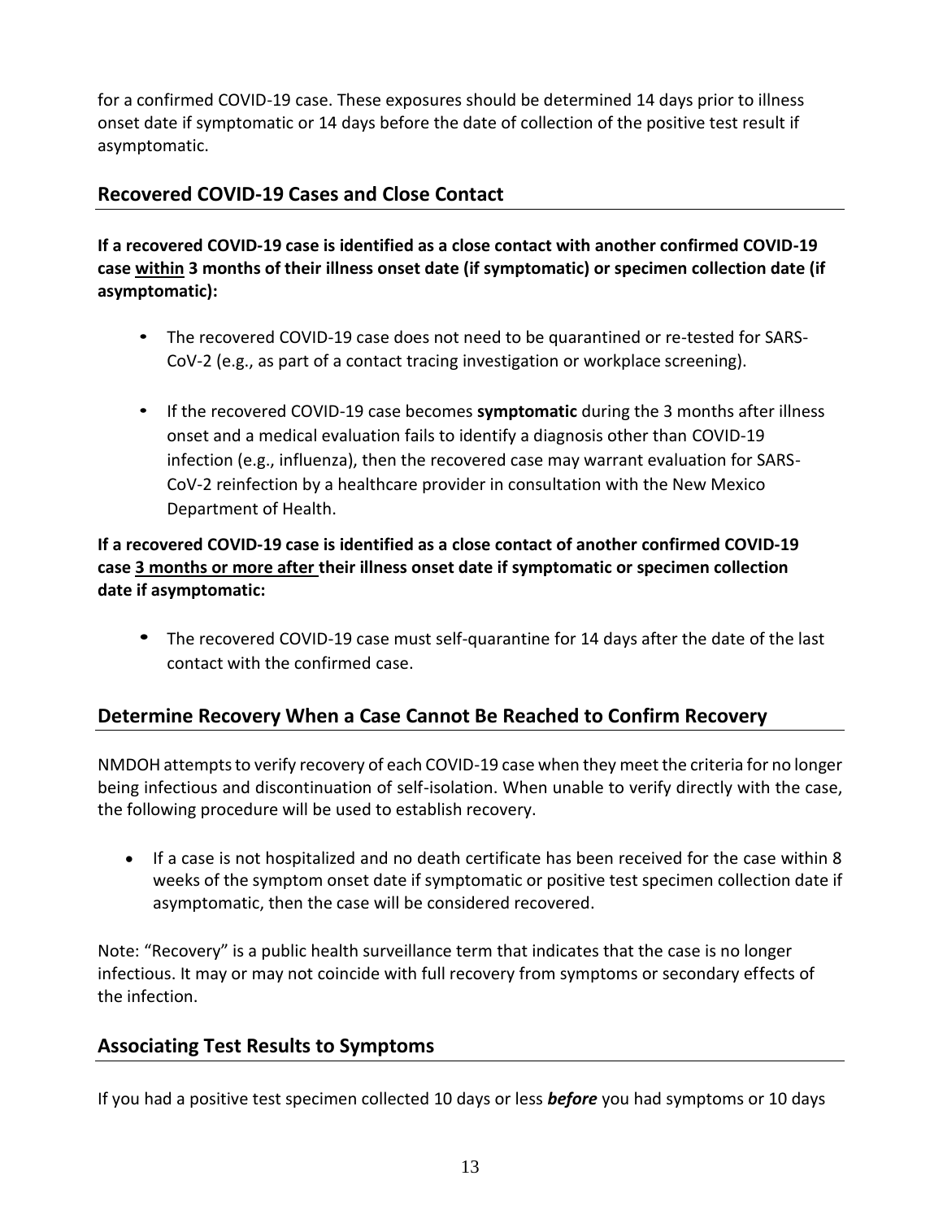for a confirmed COVID-19 case. These exposures should be determined 14 days prior to illness onset date if symptomatic or 14 days before the date of collection of the positive test result if asymptomatic.

## Recovered COVID-19 Cases and Close Contact

**If a recovered COVID-19 case is identified as a close contact with another confirmed COVID-19 case <u>within</u> 3 months of their illness onset date (if symptomatic) or specimen collection date (if asymptomatic):**

- The recovered COVID-19 case does not need to be quarantined or re-tested for SARS-CoV-2 (e.g., as part of a contact tracing investigation or workplace screening).
- If the recovered COVID-19 case becomes **symptomatic** during the 3 months after illness onset and a medical evaluation fails to identify a diagnosis other than COVID-19 infection (e.g., influenza), then the recovered case may warrant evaluation for SARS-CoV-2 reinfection by a healthcare provider in consultation with the New Mexico Department of Health.

**If a recovered COVID-19 case is identified as a close contact of another confirmed COVID-19 case <u>3 months or more after</u> their illness onset date if symptomatic or specimen collection date if asymptomatic:**

- The recovered COVID-19 case must self-quarantine for 14 days after the date of the last contact with the confirmed case.

## Determine Recovery When a Case Cannot Be Reached to Confirm Recovery

NMDOH attempts to verify recovery of each COVID-19 case when they meet the criteria for no longer being infectious and discontinuation of self-isolation. When unable to verify directly with the case, the following procedure will be used to establish recovery.

- If a case is not hospitalized and no death certificate has been received for the case within 8 weeks of the symptom onset date if symptomatic or positive test specimen collection date if asymptomatic, then the case will be considered recovered.

Note: "Recovery" is a public health surveillance term that indicates that the case is no longer infectious. It may or may not coincide with full recovery from symptoms or secondary effects of the infection.

## Associating Test Results to Symptoms

If you had a positive test specimen collected 10 days or less ***before*** you had symptoms or 10 days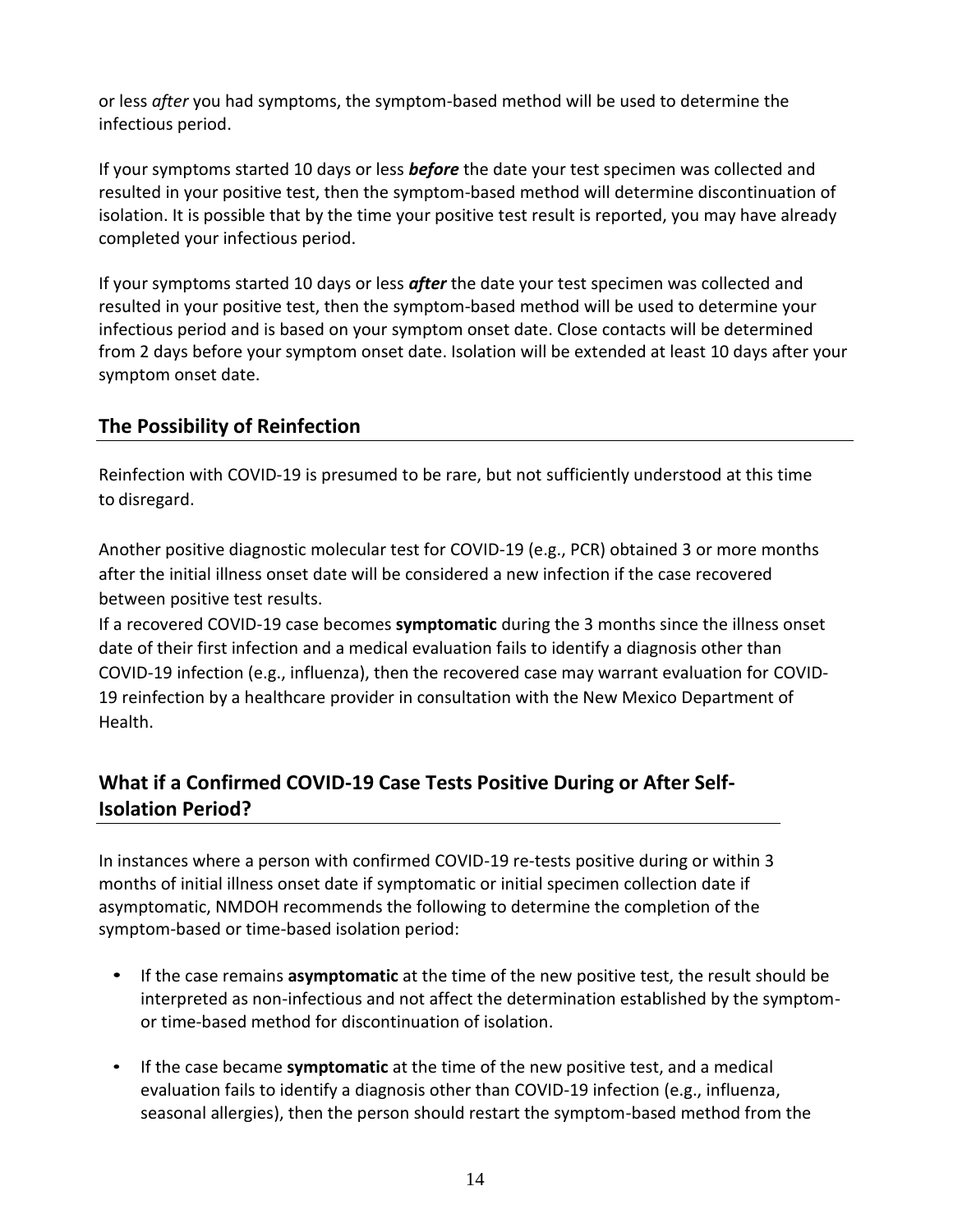or less *after* you had symptoms, the symptom-based method will be used to determine the infectious period.

If your symptoms started 10 days or less ***before*** the date your test specimen was collected and resulted in your positive test, then the symptom-based method will determine discontinuation of isolation. It is possible that by the time your positive test result is reported, you may have already completed your infectious period.

If your symptoms started 10 days or less ***after*** the date your test specimen was collected and resulted in your positive test, then the symptom-based method will be used to determine your infectious period and is based on your symptom onset date. Close contacts will be determined from 2 days before your symptom onset date. Isolation will be extended at least 10 days after your symptom onset date.

## The Possibility of Reinfection

Reinfection with COVID-19 is presumed to be rare, but not sufficiently understood at this time to disregard.

Another positive diagnostic molecular test for COVID-19 (e.g., PCR) obtained 3 or more months after the initial illness onset date will be considered a new infection if the case recovered between positive test results.

If a recovered COVID-19 case becomes **symptomatic** during the 3 months since the illness onset date of their first infection and a medical evaluation fails to identify a diagnosis other than COVID-19 infection (e.g., influenza), then the recovered case may warrant evaluation for COVID-19 reinfection by a healthcare provider in consultation with the New Mexico Department of Health.

## What if a Confirmed COVID-19 Case Tests Positive During or After Self-Isolation Period?

In instances where a person with confirmed COVID-19 re-tests positive during or within 3 months of initial illness onset date if symptomatic or initial specimen collection date if asymptomatic, NMDOH recommends the following to determine the completion of the symptom-based or time-based isolation period:

- If the case remains **asymptomatic** at the time of the new positive test, the result should be interpreted as non-infectious and not affect the determination established by the symptom- or time-based method for discontinuation of isolation.
- If the case became **symptomatic** at the time of the new positive test, and a medical evaluation fails to identify a diagnosis other than COVID-19 infection (e.g., influenza, seasonal allergies), then the person should restart the symptom-based method from the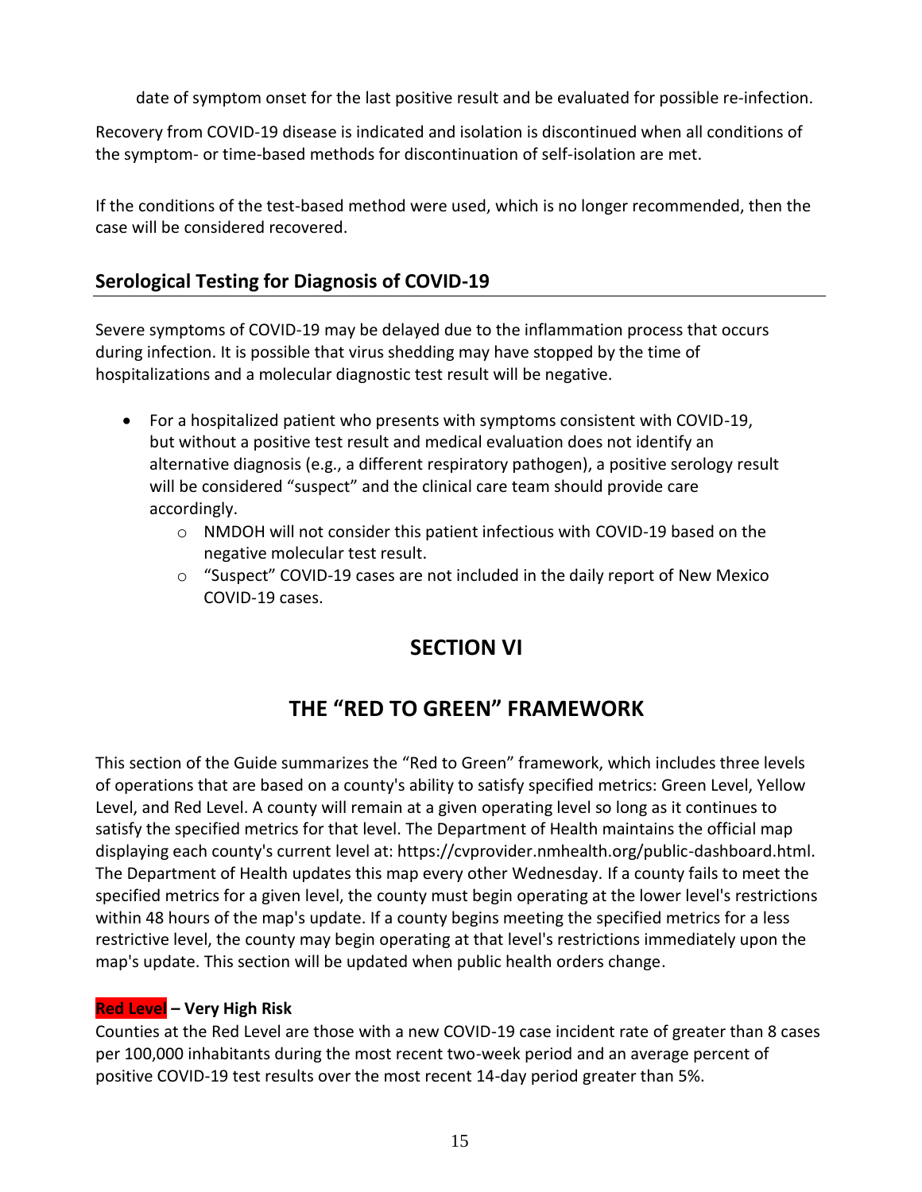date of symptom onset for the last positive result and be evaluated for possible re-infection.

Recovery from COVID-19 disease is indicated and isolation is discontinued when all conditions of the symptom- or time-based methods for discontinuation of self-isolation are met.

If the conditions of the test-based method were used, which is no longer recommended, then the case will be considered recovered.

## Serological Testing for Diagnosis of COVID-19

Severe symptoms of COVID-19 may be delayed due to the inflammation process that occurs during infection. It is possible that virus shedding may have stopped by the time of hospitalizations and a molecular diagnostic test result will be negative.

- For a hospitalized patient who presents with symptoms consistent with COVID-19, but without a positive test result and medical evaluation does not identify an alternative diagnosis (e.g., a different respiratory pathogen), a positive serology result will be considered "suspect" and the clinical care team should provide care accordingly.
  - NMDOH will not consider this patient infectious with COVID-19 based on the negative molecular test result.
  - "Suspect" COVID-19 cases are not included in the daily report of New Mexico COVID-19 cases.

# SECTION VI

# THE "RED TO GREEN" FRAMEWORK

This section of the Guide summarizes the "Red to Green" framework, which includes three levels of operations that are based on a county's ability to satisfy specified metrics: Green Level, Yellow Level, and Red Level. A county will remain at a given operating level so long as it continues to satisfy the specified metrics for that level. The Department of Health maintains the official map displaying each county's current level at: https://cvprovider.nmhealth.org/public-dashboard.html. The Department of Health updates this map every other Wednesday. If a county fails to meet the specified metrics for a given level, the county must begin operating at the lower level's restrictions within 48 hours of the map's update. If a county begins meeting the specified metrics for a less restrictive level, the county may begin operating at that level's restrictions immediately upon the map's update. This section will be updated when public health orders change.

**Red Level – Very High Risk**

Counties at the Red Level are those with a new COVID-19 case incident rate of greater than 8 cases per 100,000 inhabitants during the most recent two-week period and an average percent of positive COVID-19 test results over the most recent 14-day period greater than 5%.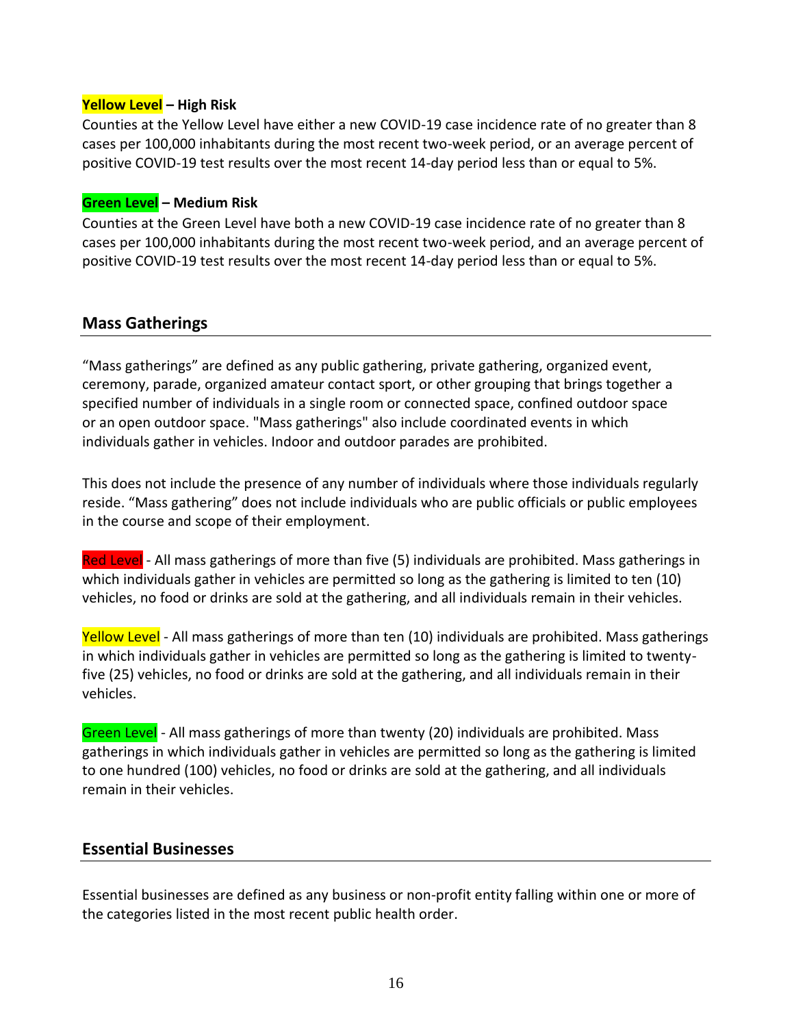**Yellow Level – High Risk**

Counties at the Yellow Level have either a new COVID-19 case incidence rate of no greater than 8 cases per 100,000 inhabitants during the most recent two-week period, or an average percent of positive COVID-19 test results over the most recent 14-day period less than or equal to 5%.

**Green Level – Medium Risk**

Counties at the Green Level have both a new COVID-19 case incidence rate of no greater than 8 cases per 100,000 inhabitants during the most recent two-week period, and an average percent of positive COVID-19 test results over the most recent 14-day period less than or equal to 5%.

## Mass Gatherings

“Mass gatherings” are defined as any public gathering, private gathering, organized event, ceremony, parade, organized amateur contact sport, or other grouping that brings together a specified number of individuals in a single room or connected space, confined outdoor space or an open outdoor space. "Mass gatherings" also include coordinated events in which individuals gather in vehicles. Indoor and outdoor parades are prohibited.

This does not include the presence of any number of individuals where those individuals regularly reside. “Mass gathering” does not include individuals who are public officials or public employees in the course and scope of their employment.

Red Level - All mass gatherings of more than five (5) individuals are prohibited. Mass gatherings in which individuals gather in vehicles are permitted so long as the gathering is limited to ten (10) vehicles, no food or drinks are sold at the gathering, and all individuals remain in their vehicles.

Yellow Level - All mass gatherings of more than ten (10) individuals are prohibited. Mass gatherings in which individuals gather in vehicles are permitted so long as the gathering is limited to twenty-five (25) vehicles, no food or drinks are sold at the gathering, and all individuals remain in their vehicles.

Green Level - All mass gatherings of more than twenty (20) individuals are prohibited. Mass gatherings in which individuals gather in vehicles are permitted so long as the gathering is limited to one hundred (100) vehicles, no food or drinks are sold at the gathering, and all individuals remain in their vehicles.

## Essential Businesses

Essential businesses are defined as any business or non-profit entity falling within one or more of the categories listed in the most recent public health order.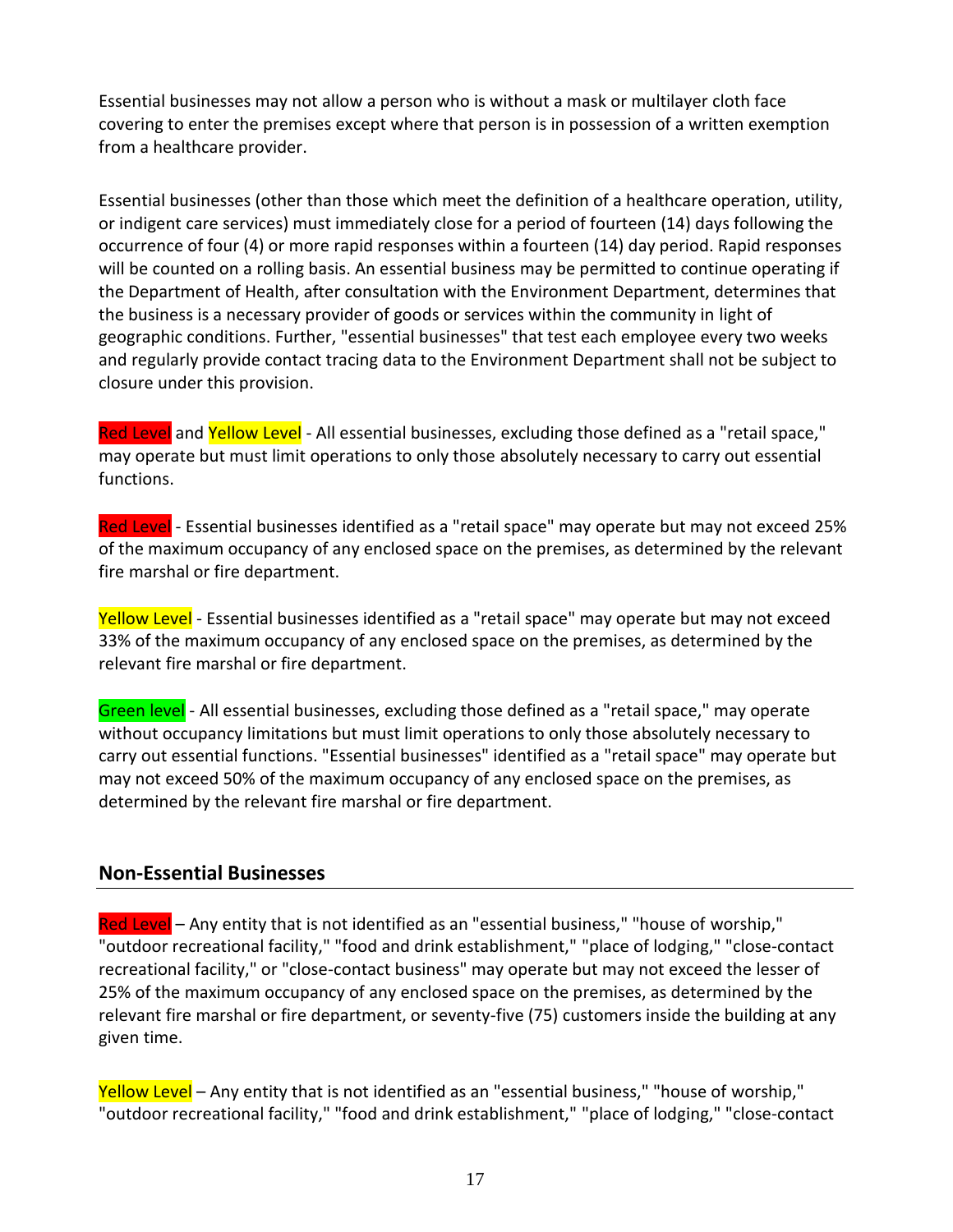Essential businesses may not allow a person who is without a mask or multilayer cloth face covering to enter the premises except where that person is in possession of a written exemption from a healthcare provider.

Essential businesses (other than those which meet the definition of a healthcare operation, utility, or indigent care services) must immediately close for a period of fourteen (14) days following the occurrence of four (4) or more rapid responses within a fourteen (14) day period. Rapid responses will be counted on a rolling basis. An essential business may be permitted to continue operating if the Department of Health, after consultation with the Environment Department, determines that the business is a necessary provider of goods or services within the community in light of geographic conditions. Further, "essential businesses" that test each employee every two weeks and regularly provide contact tracing data to the Environment Department shall not be subject to closure under this provision.

Red Level and Yellow Level - All essential businesses, excluding those defined as a "retail space," may operate but must limit operations to only those absolutely necessary to carry out essential functions.

Red Level - Essential businesses identified as a "retail space" may operate but may not exceed 25% of the maximum occupancy of any enclosed space on the premises, as determined by the relevant fire marshal or fire department.

Yellow Level - Essential businesses identified as a "retail space" may operate but may not exceed 33% of the maximum occupancy of any enclosed space on the premises, as determined by the relevant fire marshal or fire department.

Green level - All essential businesses, excluding those defined as a "retail space," may operate without occupancy limitations but must limit operations to only those absolutely necessary to carry out essential functions. "Essential businesses" identified as a "retail space" may operate but may not exceed 50% of the maximum occupancy of any enclosed space on the premises, as determined by the relevant fire marshal or fire department.

## Non-Essential Businesses

Red Level – Any entity that is not identified as an "essential business," "house of worship," "outdoor recreational facility," "food and drink establishment," "place of lodging," "close-contact recreational facility," or "close-contact business" may operate but may not exceed the lesser of 25% of the maximum occupancy of any enclosed space on the premises, as determined by the relevant fire marshal or fire department, or seventy-five (75) customers inside the building at any given time.

Yellow Level – Any entity that is not identified as an "essential business," "house of worship," "outdoor recreational facility," "food and drink establishment," "place of lodging," "close-contact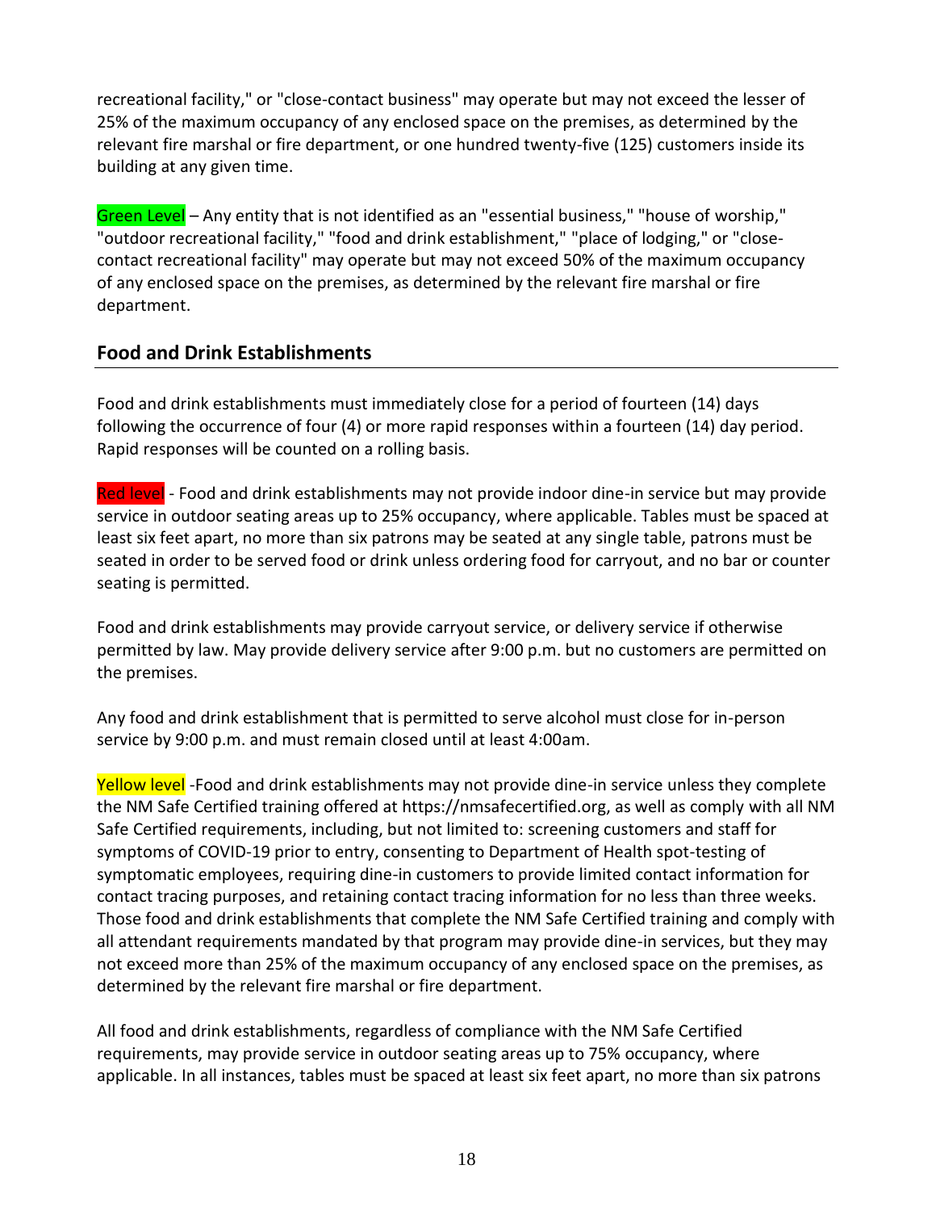recreational facility," or "close-contact business" may operate but may not exceed the lesser of 25% of the maximum occupancy of any enclosed space on the premises, as determined by the relevant fire marshal or fire department, or one hundred twenty-five (125) customers inside its building at any given time.

Green Level – Any entity that is not identified as an "essential business," "house of worship," "outdoor recreational facility," "food and drink establishment," "place of lodging," or "close-contact recreational facility" may operate but may not exceed 50% of the maximum occupancy of any enclosed space on the premises, as determined by the relevant fire marshal or fire department.

## Food and Drink Establishments

Food and drink establishments must immediately close for a period of fourteen (14) days following the occurrence of four (4) or more rapid responses within a fourteen (14) day period. Rapid responses will be counted on a rolling basis.

Red level - Food and drink establishments may not provide indoor dine-in service but may provide service in outdoor seating areas up to 25% occupancy, where applicable. Tables must be spaced at least six feet apart, no more than six patrons may be seated at any single table, patrons must be seated in order to be served food or drink unless ordering food for carryout, and no bar or counter seating is permitted.

Food and drink establishments may provide carryout service, or delivery service if otherwise permitted by law. May provide delivery service after 9:00 p.m. but no customers are permitted on the premises.

Any food and drink establishment that is permitted to serve alcohol must close for in-person service by 9:00 p.m. and must remain closed until at least 4:00am.

Yellow level -Food and drink establishments may not provide dine-in service unless they complete the NM Safe Certified training offered at https://nmsafecertified.org, as well as comply with all NM Safe Certified requirements, including, but not limited to: screening customers and staff for symptoms of COVID-19 prior to entry, consenting to Department of Health spot-testing of symptomatic employees, requiring dine-in customers to provide limited contact information for contact tracing purposes, and retaining contact tracing information for no less than three weeks. Those food and drink establishments that complete the NM Safe Certified training and comply with all attendant requirements mandated by that program may provide dine-in services, but they may not exceed more than 25% of the maximum occupancy of any enclosed space on the premises, as determined by the relevant fire marshal or fire department.

All food and drink establishments, regardless of compliance with the NM Safe Certified requirements, may provide service in outdoor seating areas up to 75% occupancy, where applicable. In all instances, tables must be spaced at least six feet apart, no more than six patrons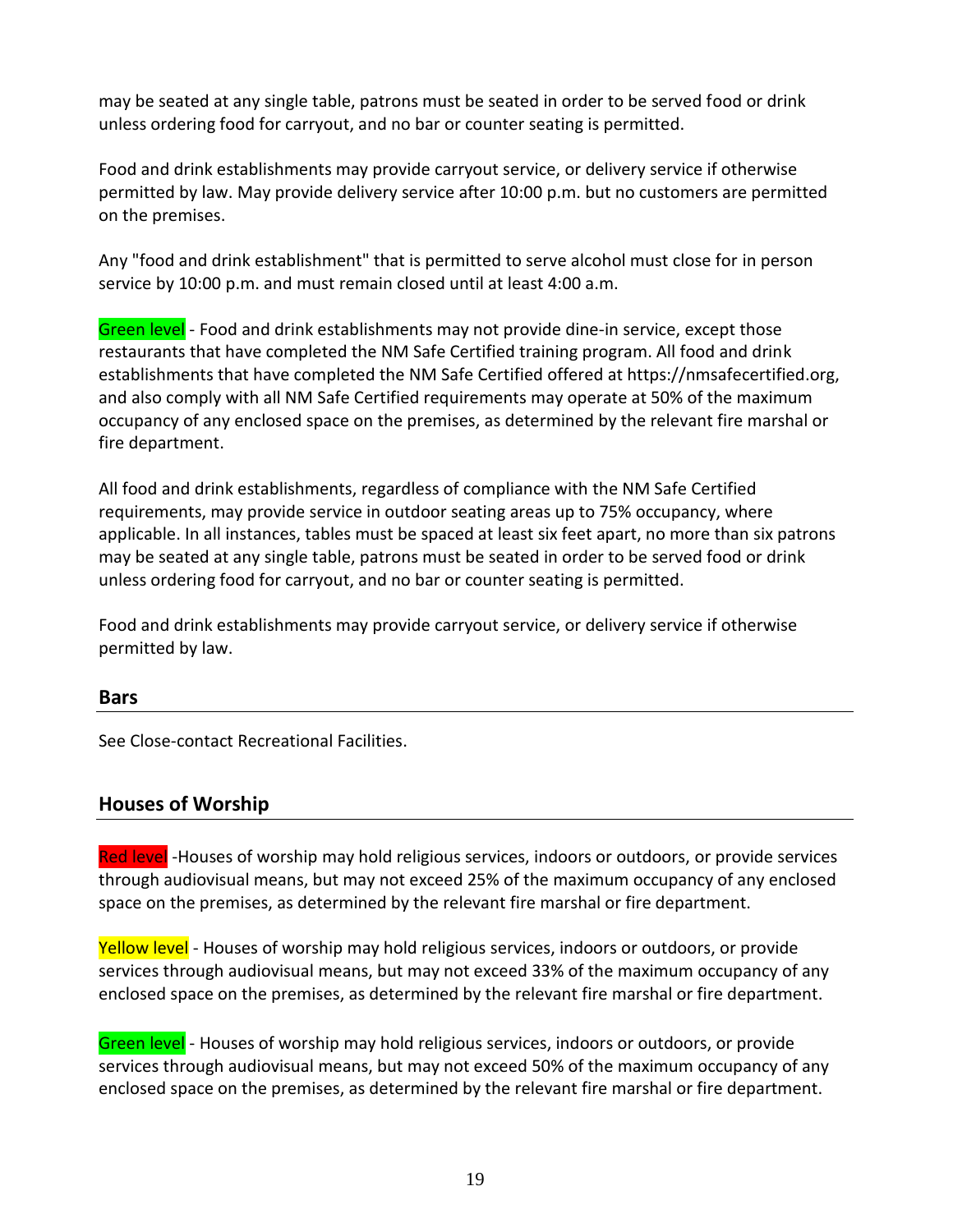may be seated at any single table, patrons must be seated in order to be served food or drink unless ordering food for carryout, and no bar or counter seating is permitted.

Food and drink establishments may provide carryout service, or delivery service if otherwise permitted by law. May provide delivery service after 10:00 p.m. but no customers are permitted on the premises.

Any "food and drink establishment" that is permitted to serve alcohol must close for in person service by 10:00 p.m. and must remain closed until at least 4:00 a.m.

Green level - Food and drink establishments may not provide dine-in service, except those restaurants that have completed the NM Safe Certified training program. All food and drink establishments that have completed the NM Safe Certified offered at https://nmsafecertified.org, and also comply with all NM Safe Certified requirements may operate at 50% of the maximum occupancy of any enclosed space on the premises, as determined by the relevant fire marshal or fire department.

All food and drink establishments, regardless of compliance with the NM Safe Certified requirements, may provide service in outdoor seating areas up to 75% occupancy, where applicable. In all instances, tables must be spaced at least six feet apart, no more than six patrons may be seated at any single table, patrons must be seated in order to be served food or drink unless ordering food for carryout, and no bar or counter seating is permitted.

Food and drink establishments may provide carryout service, or delivery service if otherwise permitted by law.

## Bars

See Close-contact Recreational Facilities.

## Houses of Worship

Red level -Houses of worship may hold religious services, indoors or outdoors, or provide services through audiovisual means, but may not exceed 25% of the maximum occupancy of any enclosed space on the premises, as determined by the relevant fire marshal or fire department.

Yellow level - Houses of worship may hold religious services, indoors or outdoors, or provide services through audiovisual means, but may not exceed 33% of the maximum occupancy of any enclosed space on the premises, as determined by the relevant fire marshal or fire department.

Green level - Houses of worship may hold religious services, indoors or outdoors, or provide services through audiovisual means, but may not exceed 50% of the maximum occupancy of any enclosed space on the premises, as determined by the relevant fire marshal or fire department.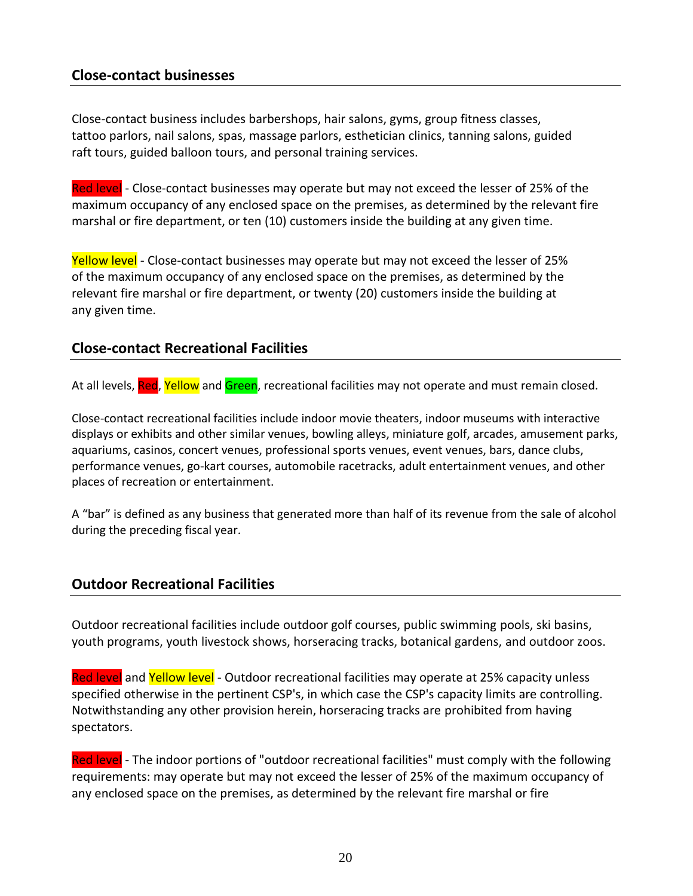## Close-contact businesses

Close-contact business includes barbershops, hair salons, gyms, group fitness classes, tattoo parlors, nail salons, spas, massage parlors, esthetician clinics, tanning salons, guided raft tours, guided balloon tours, and personal training services.

Red level - Close-contact businesses may operate but may not exceed the lesser of 25% of the maximum occupancy of any enclosed space on the premises, as determined by the relevant fire marshal or fire department, or ten (10) customers inside the building at any given time.

Yellow level - Close-contact businesses may operate but may not exceed the lesser of 25% of the maximum occupancy of any enclosed space on the premises, as determined by the relevant fire marshal or fire department, or twenty (20) customers inside the building at any given time.

## Close-contact Recreational Facilities

At all levels, Red, Yellow and Green, recreational facilities may not operate and must remain closed.

Close-contact recreational facilities include indoor movie theaters, indoor museums with interactive displays or exhibits and other similar venues, bowling alleys, miniature golf, arcades, amusement parks, aquariums, casinos, concert venues, professional sports venues, event venues, bars, dance clubs, performance venues, go-kart courses, automobile racetracks, adult entertainment venues, and other places of recreation or entertainment.

A "bar" is defined as any business that generated more than half of its revenue from the sale of alcohol during the preceding fiscal year.

## Outdoor Recreational Facilities

Outdoor recreational facilities include outdoor golf courses, public swimming pools, ski basins, youth programs, youth livestock shows, horseracing tracks, botanical gardens, and outdoor zoos.

Red level and Yellow level - Outdoor recreational facilities may operate at 25% capacity unless specified otherwise in the pertinent CSP's, in which case the CSP's capacity limits are controlling. Notwithstanding any other provision herein, horseracing tracks are prohibited from having spectators.

Red level - The indoor portions of "outdoor recreational facilities" must comply with the following requirements: may operate but may not exceed the lesser of 25% of the maximum occupancy of any enclosed space on the premises, as determined by the relevant fire marshal or fire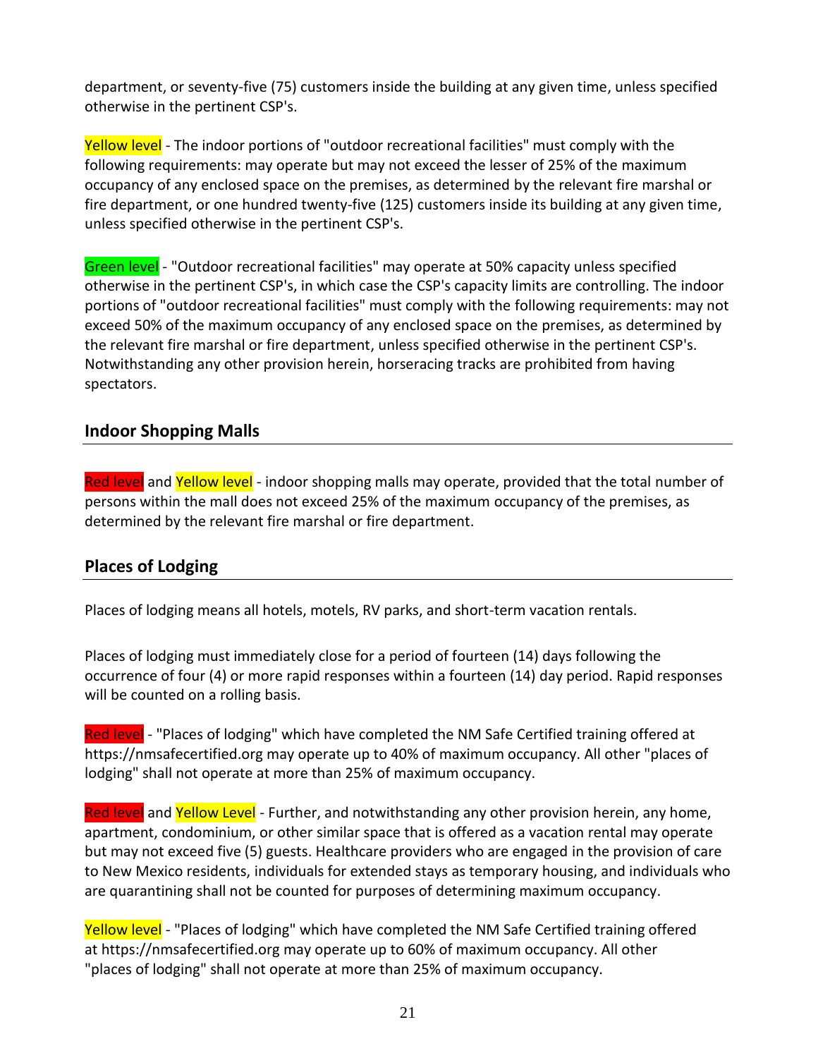department, or seventy-five (75) customers inside the building at any given time, unless specified otherwise in the pertinent CSP's.

Yellow level - The indoor portions of "outdoor recreational facilities" must comply with the following requirements: may operate but may not exceed the lesser of 25% of the maximum occupancy of any enclosed space on the premises, as determined by the relevant fire marshal or fire department, or one hundred twenty-five (125) customers inside its building at any given time, unless specified otherwise in the pertinent CSP's.

Green level - "Outdoor recreational facilities" may operate at 50% capacity unless specified otherwise in the pertinent CSP's, in which case the CSP's capacity limits are controlling. The indoor portions of "outdoor recreational facilities" must comply with the following requirements: may not exceed 50% of the maximum occupancy of any enclosed space on the premises, as determined by the relevant fire marshal or fire department, unless specified otherwise in the pertinent CSP's. Notwithstanding any other provision herein, horseracing tracks are prohibited from having spectators.

## Indoor Shopping Malls

Red level and Yellow level - indoor shopping malls may operate, provided that the total number of persons within the mall does not exceed 25% of the maximum occupancy of the premises, as determined by the relevant fire marshal or fire department.

## Places of Lodging

Places of lodging means all hotels, motels, RV parks, and short-term vacation rentals.

Places of lodging must immediately close for a period of fourteen (14) days following the occurrence of four (4) or more rapid responses within a fourteen (14) day period. Rapid responses will be counted on a rolling basis.

Red level - "Places of lodging" which have completed the NM Safe Certified training offered at https://nmsafecertified.org may operate up to 40% of maximum occupancy. All other "places of lodging" shall not operate at more than 25% of maximum occupancy.

Red level and Yellow Level - Further, and notwithstanding any other provision herein, any home, apartment, condominium, or other similar space that is offered as a vacation rental may operate but may not exceed five (5) guests. Healthcare providers who are engaged in the provision of care to New Mexico residents, individuals for extended stays as temporary housing, and individuals who are quarantining shall not be counted for purposes of determining maximum occupancy.

Yellow level - "Places of lodging" which have completed the NM Safe Certified training offered at https://nmsafecertified.org may operate up to 60% of maximum occupancy. All other "places of lodging" shall not operate at more than 25% of maximum occupancy.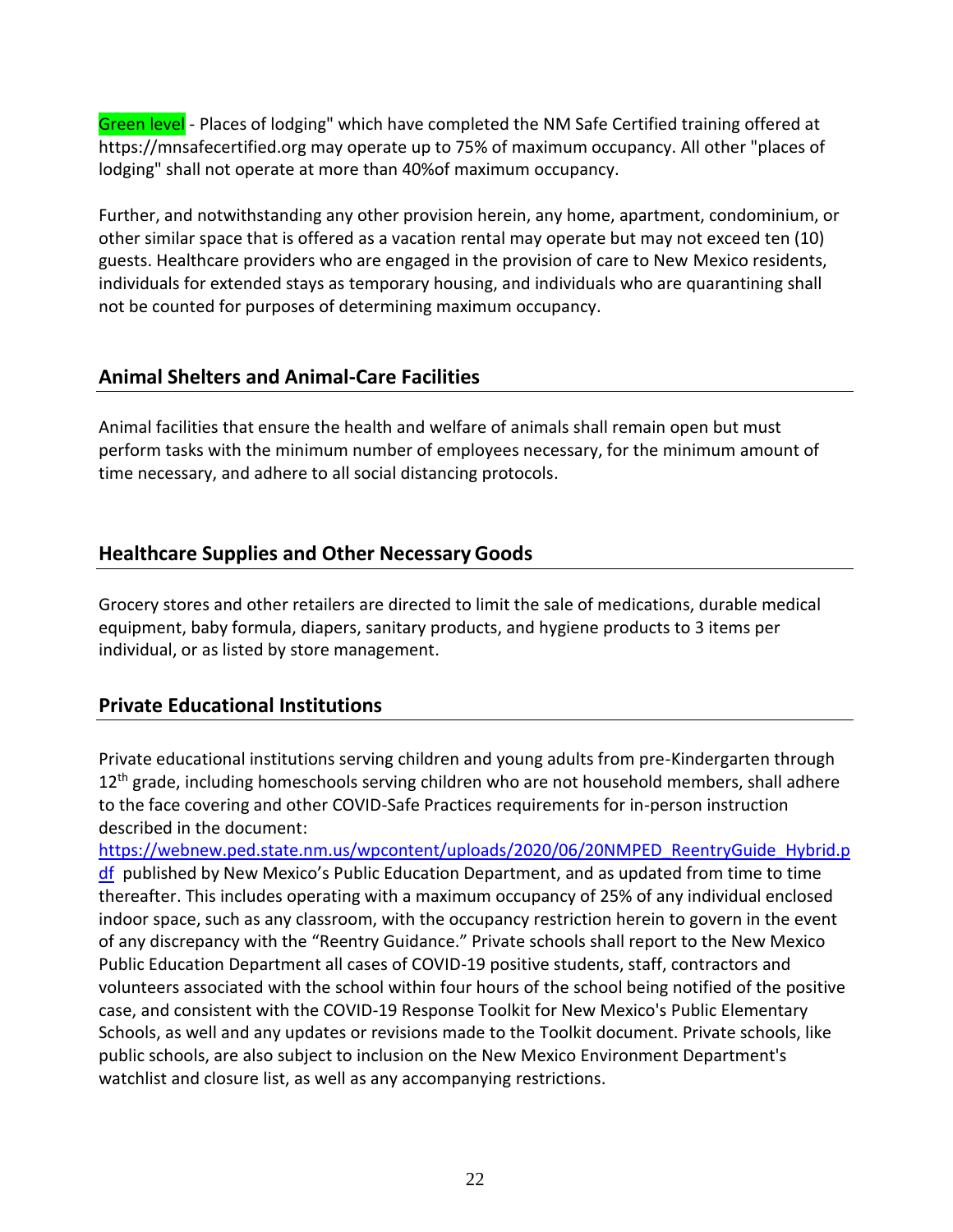Green level - Places of lodging" which have completed the NM Safe Certified training offered at https://mnsafecertified.org may operate up to 75% of maximum occupancy. All other "places of lodging" shall not operate at more than 40%of maximum occupancy.

Further, and notwithstanding any other provision herein, any home, apartment, condominium, or other similar space that is offered as a vacation rental may operate but may not exceed ten (10) guests. Healthcare providers who are engaged in the provision of care to New Mexico residents, individuals for extended stays as temporary housing, and individuals who are quarantining shall not be counted for purposes of determining maximum occupancy.

## Animal Shelters and Animal-Care Facilities

Animal facilities that ensure the health and welfare of animals shall remain open but must perform tasks with the minimum number of employees necessary, for the minimum amount of time necessary, and adhere to all social distancing protocols.

## Healthcare Supplies and Other Necessary Goods

Grocery stores and other retailers are directed to limit the sale of medications, durable medical equipment, baby formula, diapers, sanitary products, and hygiene products to 3 items per individual, or as listed by store management.

## Private Educational Institutions

Private educational institutions serving children and young adults from pre-Kindergarten through 12th grade, including homeschools serving children who are not household members, shall adhere to the face covering and other COVID-Safe Practices requirements for in-person instruction described in the document: https://webnew.ped.state.nm.us/wpcontent/uploads/2020/06/20NMPED_ReentryGuide_Hybrid.pdf published by New Mexico's Public Education Department, and as updated from time to time thereafter. This includes operating with a maximum occupancy of 25% of any individual enclosed indoor space, such as any classroom, with the occupancy restriction herein to govern in the event of any discrepancy with the "Reentry Guidance." Private schools shall report to the New Mexico Public Education Department all cases of COVID-19 positive students, staff, contractors and volunteers associated with the school within four hours of the school being notified of the positive case, and consistent with the COVID-19 Response Toolkit for New Mexico's Public Elementary Schools, as well and any updates or revisions made to the Toolkit document. Private schools, like public schools, are also subject to inclusion on the New Mexico Environment Department's watchlist and closure list, as well as any accompanying restrictions.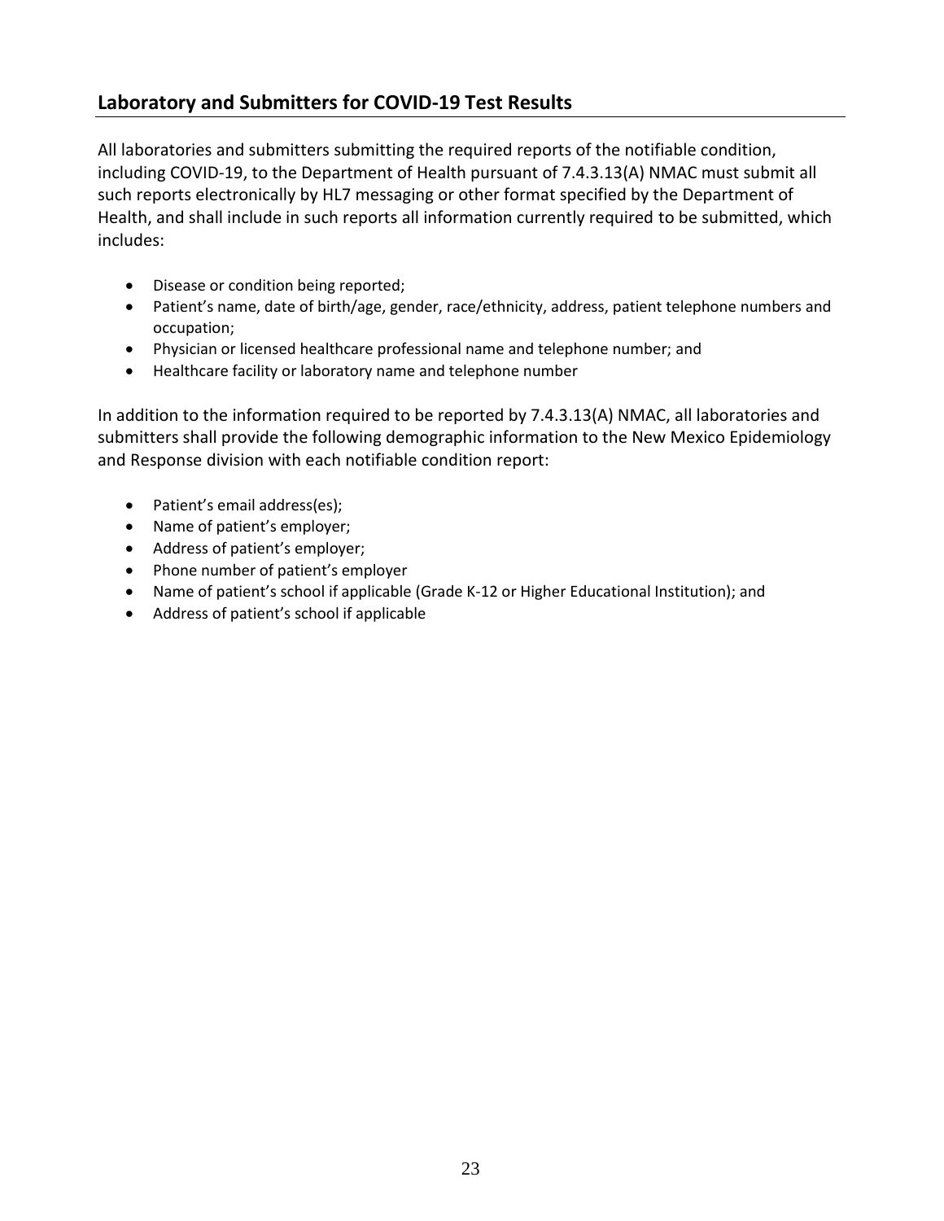## Laboratory and Submitters for COVID-19 Test Results

All laboratories and submitters submitting the required reports of the notifiable condition, including COVID-19, to the Department of Health pursuant of 7.4.3.13(A) NMAC must submit all such reports electronically by HL7 messaging or other format specified by the Department of Health, and shall include in such reports all information currently required to be submitted, which includes:

- Disease or condition being reported;
- Patient's name, date of birth/age, gender, race/ethnicity, address, patient telephone numbers and occupation;
- Physician or licensed healthcare professional name and telephone number; and
- Healthcare facility or laboratory name and telephone number

In addition to the information required to be reported by 7.4.3.13(A) NMAC, all laboratories and submitters shall provide the following demographic information to the New Mexico Epidemiology and Response division with each notifiable condition report:

- Patient's email address(es);
- Name of patient's employer;
- Address of patient's employer;
- Phone number of patient's employer
- Name of patient's school if applicable (Grade K-12 or Higher Educational Institution); and
- Address of patient's school if applicable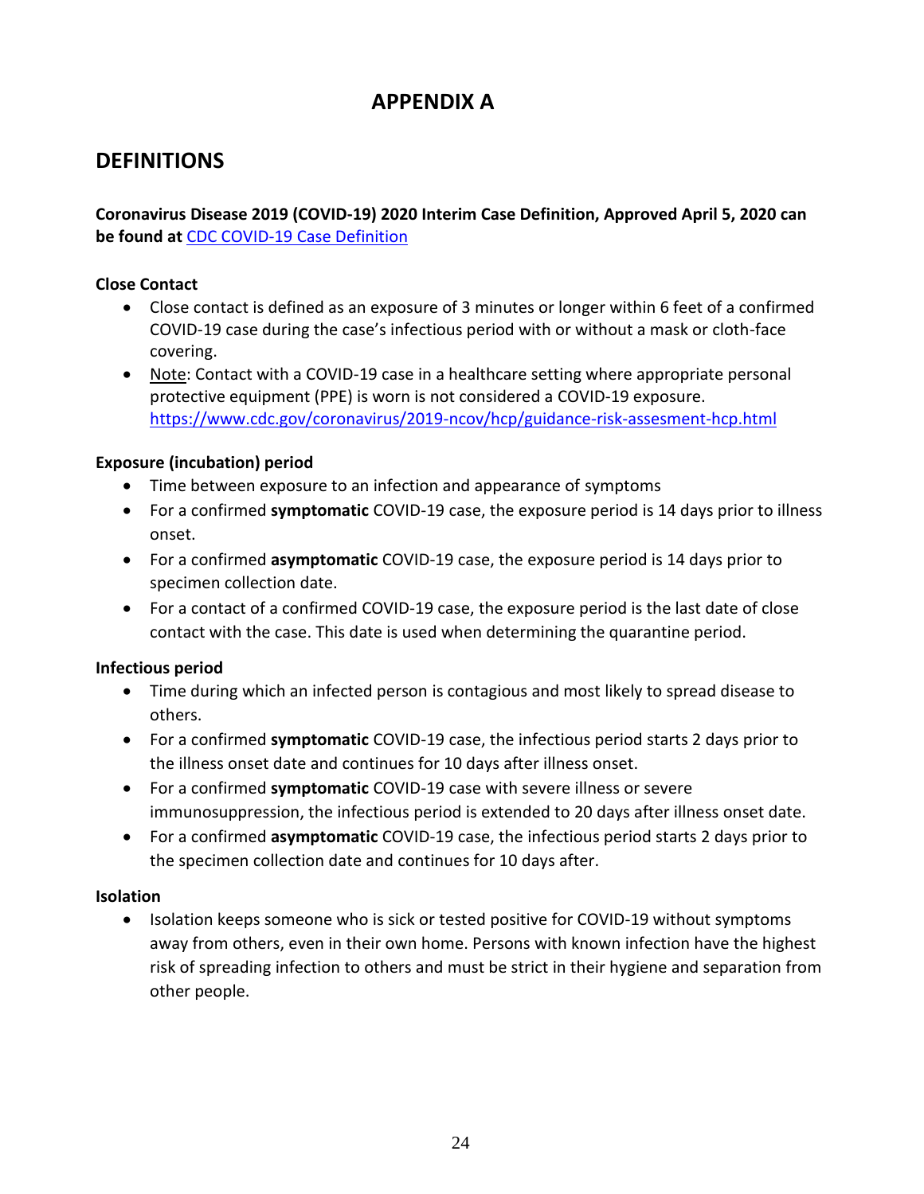# APPENDIX A

## DEFINITIONS

**Coronavirus Disease 2019 (COVID-19) 2020 Interim Case Definition, Approved April 5, 2020 can be found at** [CDC COVID-19 Case Definition]()

**Close Contact**

- Close contact is defined as an exposure of 3 minutes or longer within 6 feet of a confirmed COVID-19 case during the case's infectious period with or without a mask or cloth-face covering.
- Note: Contact with a COVID-19 case in a healthcare setting where appropriate personal protective equipment (PPE) is worn is not considered a COVID-19 exposure. https://www.cdc.gov/coronavirus/2019-ncov/hcp/guidance-risk-assesment-hcp.html

**Exposure (incubation) period**

- Time between exposure to an infection and appearance of symptoms
- For a confirmed **symptomatic** COVID-19 case, the exposure period is 14 days prior to illness onset.
- For a confirmed **asymptomatic** COVID-19 case, the exposure period is 14 days prior to specimen collection date.
- For a contact of a confirmed COVID-19 case, the exposure period is the last date of close contact with the case. This date is used when determining the quarantine period.

**Infectious period**

- Time during which an infected person is contagious and most likely to spread disease to others.
- For a confirmed **symptomatic** COVID-19 case, the infectious period starts 2 days prior to the illness onset date and continues for 10 days after illness onset.
- For a confirmed **symptomatic** COVID-19 case with severe illness or severe immunosuppression, the infectious period is extended to 20 days after illness onset date.
- For a confirmed **asymptomatic** COVID-19 case, the infectious period starts 2 days prior to the specimen collection date and continues for 10 days after.

**Isolation**

- Isolation keeps someone who is sick or tested positive for COVID-19 without symptoms away from others, even in their own home. Persons with known infection have the highest risk of spreading infection to others and must be strict in their hygiene and separation from other people.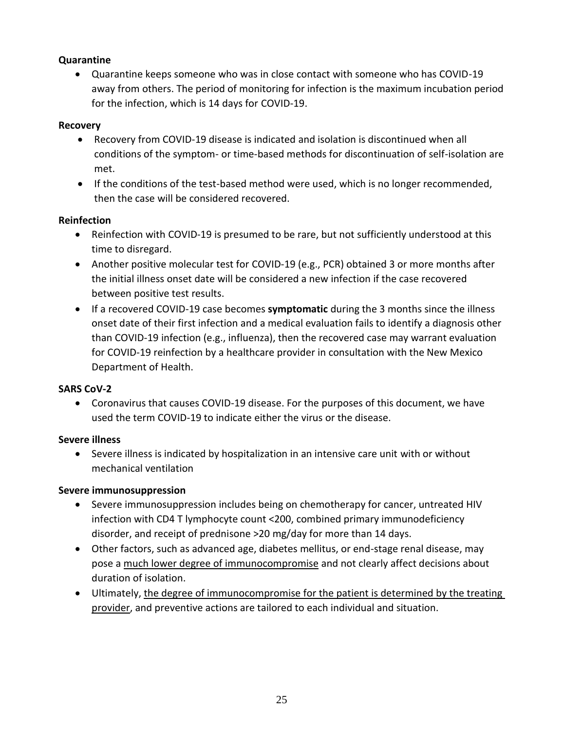**Quarantine**

- Quarantine keeps someone who was in close contact with someone who has COVID-19 away from others. The period of monitoring for infection is the maximum incubation period for the infection, which is 14 days for COVID-19.

**Recovery**

- Recovery from COVID-19 disease is indicated and isolation is discontinued when all conditions of the symptom- or time-based methods for discontinuation of self-isolation are met.
- If the conditions of the test-based method were used, which is no longer recommended, then the case will be considered recovered.

**Reinfection**

- Reinfection with COVID-19 is presumed to be rare, but not sufficiently understood at this time to disregard.
- Another positive molecular test for COVID-19 (e.g., PCR) obtained 3 or more months after the initial illness onset date will be considered a new infection if the case recovered between positive test results.
- If a recovered COVID-19 case becomes **symptomatic** during the 3 months since the illness onset date of their first infection and a medical evaluation fails to identify a diagnosis other than COVID-19 infection (e.g., influenza), then the recovered case may warrant evaluation for COVID-19 reinfection by a healthcare provider in consultation with the New Mexico Department of Health.

**SARS CoV-2**

- Coronavirus that causes COVID-19 disease. For the purposes of this document, we have used the term COVID-19 to indicate either the virus or the disease.

**Severe illness**

- Severe illness is indicated by hospitalization in an intensive care unit with or without mechanical ventilation

**Severe immunosuppression**

- Severe immunosuppression includes being on chemotherapy for cancer, untreated HIV infection with CD4 T lymphocyte count <200, combined primary immunodeficiency disorder, and receipt of prednisone >20 mg/day for more than 14 days.
- Other factors, such as advanced age, diabetes mellitus, or end-stage renal disease, may pose a <u>much lower degree of immunocompromise</u> and not clearly affect decisions about duration of isolation.
- Ultimately, <u>the degree of immunocompromise for the patient is determined by the treating provider</u>, and preventive actions are tailored to each individual and situation.